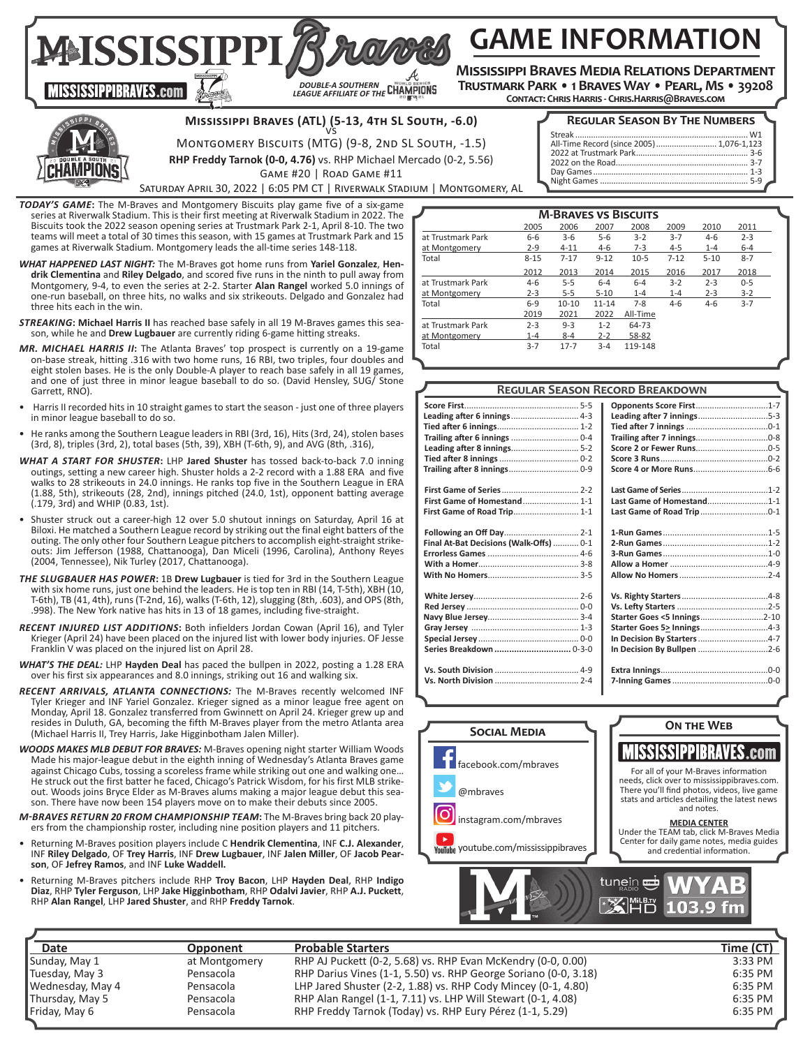# MISSISSIPPI Braves

MISSISSIPPIBRAVES.com

DOUBLE-A SOUTHERN LEAGUE AFFILIATE OF THE WORLD SERIES CHAMPIONS

# GAME INFORMATION

**Mississippi Braves Media Relations Department**
**Trustmark Park • 1 Braves Way • Pearl, MS • 39208**
**Contact: Chris Harris - Chris.Harris@Braves.com**

## Mississippi Braves (ATL) (5-13, 4th SL South, -6.0)
vs
Montgomery Biscuits (MTG) (9-8, 2nd SL South, -1.5)
**RHP Freddy Tarnok (0-0, 4.76)** vs. RHP Michael Mercado (0-2, 5.56)
Game #20 | Road Game #11
Saturday April 30, 2022 | 6:05 PM CT | Riverwalk Stadium | Montgomery, AL

### Regular Season By The Numbers

| | |
|---|---|
| Streak | W1 |
| All-Time Record (since 2005) | 1,076-1,123 |
| 2022 at Trustmark Park | 3-6 |
| 2022 on the Road | 3-7 |
| Day Games | 1-3 |
| Night Games | 5-9 |

***TODAY'S GAME*:** The M-Braves and Montgomery Biscuits play game five of a six-game series at Riverwalk Stadium. This is their first meeting at Riverwalk Stadium in 2022. The Biscuits took the 2022 season opening series at Trustmark Park 2-1, April 8-10. The two teams will meet a total of 30 times this season, with 15 games at Trustmark Park and 15 games at Riverwalk Stadium. Montgomery leads the all-time series 148-118.

***WHAT HAPPENED LAST NIGHT:*** The M-Braves got home runs from **Yariel Gonzalez**, **Hendrik Clementina** and **Riley Delgado**, and scored five runs in the ninth to pull away from Montgomery, 9-4, to even the series at 2-2. Starter **Alan Rangel** worked 5.0 innings of one-run baseball, on three hits, no walks and six strikeouts. Delgado and Gonzalez had three hits each in the win.

***STREAKING*:** **Michael Harris II** has reached base safely in all 19 M-Braves games this season, while he and **Drew Lugbauer** are currently riding 6-game hitting streaks.

***MR. MICHAEL HARRIS II:*** The Atlanta Braves' top prospect is currently on a 19-game on-base streak, hitting .316 with two home runs, 16 RBI, two triples, four doubles and eight stolen bases. He is the only Double-A player to reach base safely in all 19 games, and one of just three in minor league baseball to do so. (David Hensley, SUG/ Stone Garrett, RNO).

- Harris II recorded hits in 10 straight games to start the season - just one of three players in minor league baseball to do so.
- He ranks among the Southern League leaders in RBI (3rd, 16), Hits (3rd, 24), stolen bases (3rd, 8), triples (3rd, 2), total bases (5th, 39), XBH (T-6th, 9), and AVG (8th, .316),

***WHAT A START FOR SHUSTER*:** LHP **Jared Shuster** has tossed back-to-back 7.0 inning outings, setting a new career high. Shuster holds a 2-2 record with a 1.88 ERA and five walks to 28 strikeouts in 24.0 innings. He ranks top five in the Southern League in ERA (1.88, 5th), strikeouts (28, 2nd), innings pitched (24.0, 1st), opponent batting average (.179, 3rd) and WHIP (0.83, 1st).

- Shuster struck out a career-high 12 over 5.0 shutout innings on Saturday, April 16 at Biloxi. He matched a Southern League record by striking out the final eight batters of the outing. The only other four Southern League pitchers to accomplish eight-straight strikeouts: Jim Jefferson (1988, Chattanooga), Dan Miceli (1996, Carolina), Anthony Reyes (2004, Tennessee), Nik Turley (2017, Chattanooga).

***THE SLUGBAUER HAS POWER*:** 1B **Drew Lugbauer** is tied for 3rd in the Southern League with six home runs, just one behind the leaders. He is top ten in RBI (14, T-5th), XBH (10, T-6th), TB (41, 4th), runs (T-2nd, 16), walks (T-6th, 12), slugging (8th, .603), and OPS (8th, .998). The New York native has hits in 13 of 18 games, including five-straight.

***RECENT INJURED LIST ADDITIONS*:** Both infielders Jordan Cowan (April 16), and Tyler Krieger (April 24) have been placed on the injured list with lower body injuries. OF Jesse Franklin V was placed on the injured list on April 28.

***WHAT'S THE DEAL:*** LHP **Hayden Deal** has paced the bullpen in 2022, posting a 1.28 ERA over his first six appearances and 8.0 innings, striking out 16 and walking six.

***RECENT ARRIVALS, ATLANTA CONNECTIONS:*** The M-Braves recently welcomed INF Tyler Krieger and INF Yariel Gonzalez. Krieger signed as a minor league free agent on Monday, April 18. Gonzalez transferred from Gwinnett on April 24. Krieger grew up and resides in Duluth, GA, becoming the fifth M-Braves player from the metro Atlanta area (Michael Harris II, Trey Harris, Jake Higginbotham Jalen Miller).

***WOODS MAKES MLB DEBUT FOR BRAVES:*** M-Braves opening night starter William Woods Made his major-league debut in the eighth inning of Wednesday's Atlanta Braves game against Chicago Cubs, tossing a scoreless frame while striking out one and walking one... He struck out the first batter he faced, Chicago's Patrick Wisdom, for his first MLB strikeout. Woods joins Bryce Elder as M-Braves alums making a major league debut this season. There have now been 154 players move on to make their debuts since 2005.

***M-BRAVES RETURN 20 FROM CHAMPIONSHIP TEAM*:** The M-Braves bring back 20 players from the championship roster, including nine position players and 11 pitchers.

- Returning M-Braves position players include C **Hendrik Clementina**, INF **C.J. Alexander**, INF **Riley Delgado**, OF **Trey Harris**, INF **Drew Lugbauer**, INF **Jalen Miller**, OF **Jacob Pearson**, OF **Jefrey Ramos**, and INF **Luke Waddell.**
- Returning M-Braves pitchers include RHP **Troy Bacon**, LHP **Hayden Deal**, RHP **Indigo Diaz**, RHP **Tyler Ferguson**, LHP **Jake Higginbotham**, RHP **Odalvi Javier**, RHP **A.J. Puckett**, RHP **Alan Rangel**, LHP **Jared Shuster**, and RHP **Freddy Tarnok**.

### M-Braves vs Biscuits

| | 2005 | 2006 | 2007 | 2008 | 2009 | 2010 | 2011 |
|---|---|---|---|---|---|---|---|
| at Trustmark Park | 6-6 | 3-6 | 5-6 | 3-2 | 3-7 | 4-6 | 2-3 |
| at Montgomery | 2-9 | 4-11 | 4-6 | 7-3 | 4-5 | 1-4 | 6-4 |
| Total | 8-15 | 7-17 | 9-12 | 10-5 | 7-12 | 5-10 | 8-7 |
| | **2012** | **2013** | **2014** | **2015** | **2016** | **2017** | **2018** |
| at Trustmark Park | 4-6 | 5-5 | 6-4 | 6-4 | 3-2 | 2-3 | 0-5 |
| at Montgomery | 2-3 | 5-5 | 5-10 | 1-4 | 1-4 | 2-3 | 3-2 |
| Total | 6-9 | 10-10 | 11-14 | 7-8 | 4-6 | 4-6 | 3-7 |
| | **2019** | **2021** | **2022** | **All-Time** | | | |
| at Trustmark Park | 2-3 | 9-3 | 1-2 | 64-73 | | | |
| at Montgomery | 1-4 | 8-4 | 2-2 | 58-82 | | | |
| Total | 3-7 | 17-7 | 3-4 | 119-148 | | | |

### Regular Season Record Breakdown

| | | | |
|---|---|---|---|
| Score First | 5-5 | Opponents Score First | 1-7 |
| Leading after 6 innings | 4-3 | Leading after 7 innings | 5-3 |
| Tied after 6 innings | 1-2 | Tied after 7 innings | 0-1 |
| Trailing after 6 innings | 0-4 | Trailing after 7 innings | 0-8 |
| Leading after 8 innings | 5-2 | Score 2 or Fewer Runs | 0-5 |
| Tied after 8 innings | 0-2 | Score 3 Runs | 0-2 |
| Trailing after 8 innings | 0-9 | Score 4 or More Runs | 6-6 |
| First Game of Series | 2-2 | Last Game of Series | 1-2 |
| First Game of Homestand | 1-1 | Last Game of Homestand | 1-1 |
| First Game of Road Trip | 1-1 | Last Game of Road Trip | 0-1 |
| Following an Off Day | 2-1 | 1-Run Games | 1-5 |
| Final At-Bat Decisions (Walk-Offs) | 0-1 | 2-Run Games | 1-2 |
| Errorless Games | 4-6 | 3-Run Games | 1-0 |
| With a Homer | 3-8 | Allow a Homer | 4-9 |
| With No Homers | 3-5 | Allow No Homers | 2-4 |
| White Jersey | 2-6 | Vs. Righty Starters | 4-8 |
| Red Jersey | 0-0 | Vs. Lefty Starters | 2-5 |
| Navy Blue Jersey | 3-4 | Starter Goes <5 Innings | 2-10 |
| Gray Jersey | 1-3 | Starter Goes 5≥ Innings | 4-3 |
| Special Jersey | 0-0 | In Decision By Starters | 4-7 |
| **Series Breakdown** | **0-3-0** | In Decision By Bullpen | 2-6 |
| Vs. South Division | 4-9 | Extra Innings | 0-0 |
| Vs. North Division | 2-4 | 7-Inning Games | 0-0 |

### Social Media

facebook.com/mbraves
@mbraves
instagram.com/mbraves
youtube.com/mississippibraves

### On the Web

MISSISSIPPIBRAVES.com

For all of your M-Braves information needs, click over to mississippibraves.com. There you'll find photos, videos, live game stats and articles detailing the latest news and notes.

**MEDIA CENTER**
Under the TEAM tab, click M-Braves Media Center for daily game notes, media guides and credential information.

tunein RADIO • MiLB.TV HD • WYAB 103.9 fm

| Date | Opponent | Probable Starters | Time (CT) |
|---|---|---|---|
| Sunday, May 1 | at Montgomery | RHP AJ Puckett (0-2, 5.68) vs. RHP Evan McKendry (0-0, 0.00) | 3:33 PM |
| Tuesday, May 3 | Pensacola | RHP Darius Vines (1-1, 5.50) vs. RHP George Soriano (0-0, 3.18) | 6:35 PM |
| Wednesday, May 4 | Pensacola | LHP Jared Shuster (2-2, 1.88) vs. RHP Cody Mincey (0-1, 4.80) | 6:35 PM |
| Thursday, May 5 | Pensacola | RHP Alan Rangel (1-1, 7.11) vs. LHP Will Stewart (0-1, 4.08) | 6:35 PM |
| Friday, May 6 | Pensacola | RHP Freddy Tarnok (Today) vs. RHP Eury Pérez (1-1, 5.29) | 6:35 PM |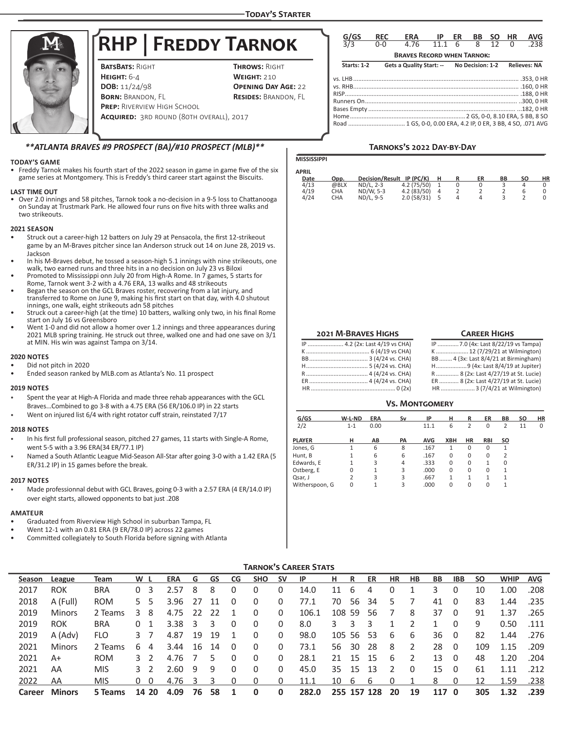## Today's Starter

# RHP | Freddy Tarnok

**BatsBats:** Right
**Throws:** Right
**Height:** 6-4
**Weight:** 210
**DOB:** 11/24/98
**Opening Day Age:** 22
**Born:** Brandon, FL
**Resides:** Brandon, FL
**Prep:** Riverview High School
**Acquired:** 3rd round (80th overall), 2017

| G/GS | REC | ERA | IP | ER | BB | SO | HR | AVG |
|---|---|---|---|---|---|---|---|---|
| 3/3 | 0-0 | 4.76 | 11.1 | 6 | 8 | 12 | 0 | .238 |

**Braves Record when Tarnok:**

Starts: 1-2 | Gets a Quality Start: -- | No Decision: 1-2 | Relieves: NA

- vs. LHB .................. .353, 0 HR
- vs. RHB .................. .160, 0 HR
- RISP .................. .188, 0 HR
- Runners On .................. .300, 0 HR
- Bases Empty .................. .182, 0 HR
- Home .................. 2 GS, 0-0, 8.10 ERA, 5 BB, 8 SO
- Road .................. 1 GS, 0-0, 0.00 ERA, 4.2 IP, 0 ER, 3 BB, 4 SO, .071 AVG

***\*\*ATLANTA BRAVES #9 PROSPECT (BA)/#10 PROSPECT (MLB)\*\****

### Today's Game

- Freddy Tarnok makes his fourth start of the 2022 season in game in game five of the six game series at Montgomery. This is Freddy's third career start against the Biscuits.

### Last Time Out

- Over 2.0 innings and 58 pitches, Tarnok took a no-decision in a 9-5 loss to Chattanooga on Sunday at Trustmark Park. He allowed four runs on five hits with three walks and two strikeouts.

### 2021 Season

- Struck out a career-high 12 batters on July 29 at Pensacola, the first 12-strikeout game by an M-Braves pitcher since Ian Anderson struck out 14 on June 28, 2019 vs. Jackson
- In his M-Braves debut, he tossed a season-high 5.1 innings with nine strikeouts, one walk, two earned runs and three hits in a no decision on July 23 vs Biloxi
- Promoted to Mississippi onn July 20 from High-A Rome. In 7 games, 5 starts for Rome, Tarnok went 3-2 with a 4.76 ERA, 13 walks and 48 strikeouts
- Began the season on the GCL Braves roster, recovering from a lat injury, and transferred to Rome on June 9, making his first start on that day, with 4.0 shutout innings, one walk, eight strikeouts adn 58 pitches
- Struck out a career-high (at the time) 10 batters, walking only two, in his final Rome start on July 16 vs Greensboro
- Went 1-0 and did not allow a homer over 1.2 innings and three appearances during 2021 MLB spring training. He struck out three, walked one and had one save on 3/1 at MIN. His win was against Tampa on 3/14.

### 2020 Notes

- Did not pitch in 2020
- Ended season ranked by MLB.com as Atlanta's No. 11 prospect

### 2019 Notes

- Spent the year at High-A Florida and made three rehab appearances with the GCL Braves...Combined to go 3-8 with a 4.75 ERA (56 ER/106.0 IP) in 22 starts
- Went on injured list 6/4 with right rotator cuff strain, reinstated 7/17

### 2018 Notes

- In his first full professional season, pitched 27 games, 11 starts with Single-A Rome, went 5-5 with a 3.96 ERA(34 ER/77.1 IP)
- Named a South Atlantic League Mid-Season All-Star after going 3-0 with a 1.42 ERA (5 ER/31.2 IP) in 15 games before the break.

### 2017 Notes

- Made professionnal debut with GCL Braves, going 0-3 with a 2.57 ERA (4 ER/14.0 IP) over eight starts, allowed opponents to bat just .208

### Amateur

- Graduated from Riverview High School in suburban Tampa, FL
- Went 12-1 with an 0.81 ERA (9 ER/78.0 IP) across 22 games
- Committed collegiately to South Florida before signing with Atlanta

## Tarnoks's 2022 Day-by-Day

**MISSISSIPPI**

**APRIL**

| Date | Opp. | Decision/Result | IP (PC/K) | H | R | ER | BB | SO | HR |
|---|---|---|---|---|---|---|---|---|---|
| 4/13 | @BLX | ND/L, 2-3 | 4.2 (75/50) | 1 | 0 | 0 | 3 | 4 | 0 |
| 4/19 | CHA | ND/W, 5-3 | 4.2 (83/50) | 4 | 2 | 2 | 2 | 6 | 0 |
| 4/24 | CHA | ND/L, 9-5 | 2.0 (58/31) | 5 | 4 | 4 | 3 | 2 | 0 |

### 2021 M-Braves Highs

- IP .................. 4.2 (2x: Last 4/19 vs CHA)
- K .................. 6 (4/19 vs CHA)
- BB .................. 3 (4/24 vs. CHA)
- H .................. 5 (4/24 vs. CHA)
- R .................. 4 (4/24 vs. CHA)
- ER .................. 4 (4/24 vs. CHA)
- HR .................. 0 (2x)

### Career Highs

- IP .................. 7.0 (4x: Last 8/22/19 vs Tampa)
- K .................. 12 (7/29/21 at Wilmington)
- BB .................. 4 (3x: Last 8/4/21 at Birmingham)
- H .................. 9 (4x: Last 8/4/19 at Jupiter)
- R .................. 8 (2x: Last 4/27/19 at St. Lucie)
- ER .................. 8 (2x: Last 4/27/19 at St. Lucie)
- HR .................. 3 (7/4/21 at Wilmington)

### Vs. Montgomery

| G/GS | W-L-ND | ERA | Sv | IP | H | R | ER | BB | SO | HR |
|---|---|---|---|---|---|---|---|---|---|---|
| 2/2 | 1-1 | 0.00 | | 11.1 | 6 | 2 | 0 | 2 | 11 | 0 |

| PLAYER | H | AB | PA | AVG | XBH | HR | RBI | SO |
|---|---|---|---|---|---|---|---|---|
| Jones, G | 1 | 6 | 8 | .167 | 1 | 0 | 0 | 1 |
| Hunt, B | 1 | 6 | 6 | .167 | 0 | 0 | 0 | 2 |
| Edwards, E | 1 | 3 | 4 | .333 | 0 | 0 | 1 | 0 |
| Ostberg, E | 0 | 1 | 3 | .000 | 0 | 0 | 0 | 1 |
| Qsar, J | 2 | 3 | 3 | .667 | 1 | 1 | 1 | 1 |
| Witherspoon, G | 0 | 1 | 3 | .000 | 0 | 0 | 0 | 1 |

## Tarnok's Career Stats

| Season | League | Team | W | L | ERA | G | GS | CG | SHO | SV | IP | H | R | ER | HR | HB | BB | IBB | SO | WHIP | AVG |
|---|---|---|---|---|---|---|---|---|---|---|---|---|---|---|---|---|---|---|---|---|---|
| 2017 | ROK | BRA | 0 | 3 | 2.57 | 8 | 8 | 0 | 0 | 0 | 14.0 | 11 | 6 | 4 | 0 | 1 | 3 | 0 | 10 | 1.00 | .208 |
| 2018 | A (Full) | ROM | 5 | 5 | 3.96 | 27 | 11 | 0 | 0 | 0 | 77.1 | 70 | 56 | 34 | 5 | 7 | 41 | 0 | 83 | 1.44 | .235 |
| 2019 | Minors | 2 Teams | 3 | 8 | 4.75 | 22 | 22 | 1 | 0 | 0 | 106.1 | 108 | 59 | 56 | 7 | 8 | 37 | 0 | 91 | 1.37 | .265 |
| 2019 | ROK | BRA | 0 | 1 | 3.38 | 3 | 3 | 0 | 0 | 0 | 8.0 | 3 | 3 | 3 | 1 | 2 | 1 | 0 | 9 | 0.50 | .111 |
| 2019 | A (Adv) | FLO | 3 | 7 | 4.87 | 19 | 19 | 1 | 0 | 0 | 98.0 | 105 | 56 | 53 | 6 | 6 | 36 | 0 | 82 | 1.44 | .276 |
| 2021 | Minors | 2 Teams | 6 | 4 | 3.44 | 16 | 14 | 0 | 0 | 0 | 73.1 | 56 | 30 | 28 | 8 | 2 | 28 | 0 | 109 | 1.15 | .209 |
| 2021 | A+ | ROM | 3 | 2 | 4.76 | 7 | 5 | 0 | 0 | 0 | 28.1 | 21 | 15 | 15 | 6 | 2 | 13 | 0 | 48 | 1.20 | .204 |
| 2021 | AA | MIS | 3 | 2 | 2.60 | 9 | 9 | 0 | 0 | 0 | 45.0 | 35 | 15 | 13 | 2 | 0 | 15 | 0 | 61 | 1.11 | .212 |
| 2022 | AA | MIS | 0 | 0 | 4.76 | 3 | 3 | 0 | 0 | 0 | 11.1 | 10 | 6 | 6 | 0 | 1 | 8 | 0 | 12 | 1.59 | .238 |
| **Career** | **Minors** | **5 Teams** | **14** | **20** | **4.09** | **76** | **58** | **1** | **0** | **0** | **282.0** | **255** | **157** | **128** | **20** | **19** | **117** | **0** | **305** | **1.32** | **.239** |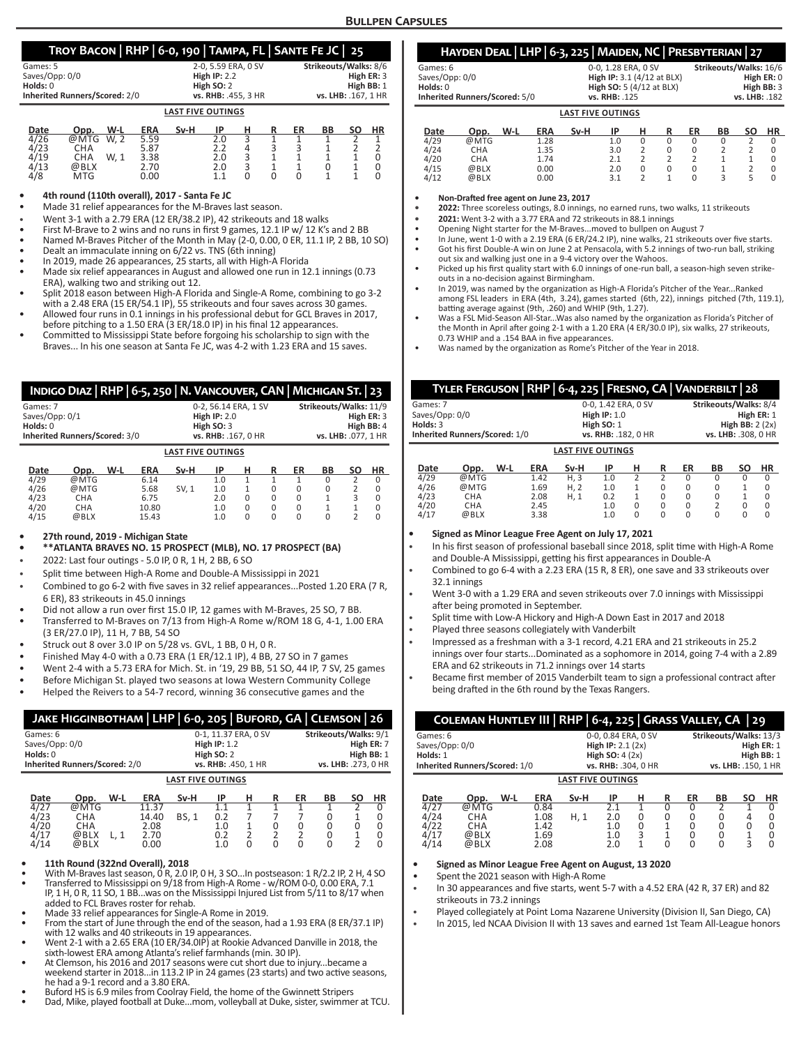## Bullpen Capsules

### Troy Bacon | RHP | 6-0, 190 | Tampa, FL | Sante Fe JC | 25

| | | |
|---|---|---|
| Games: 5 | 2-0, 5.59 ERA, 0 SV | Strikeouts/Walks: 8/6 |
| Saves/Opp: 0/0 | High IP: 2.2 | High ER: 3 |
| Holds: 0 | High SO: 2 | High BB: 1 |
| Inherited Runners/Scored: 2/0 | vs. RHB: .455, 3 HR | vs. LHB: .167, 1 HR |

**LAST FIVE OUTINGS**

| Date | Opp. | W-L | ERA | Sv-H | IP | H | R | ER | BB | SO | HR |
|---|---|---|---|---|---|---|---|---|---|---|---|
| 4/26 | @MTG | W, 2 | 5.59 | | 2.0 | 3 | 1 | 1 | 1 | 2 | 1 |
| 4/23 | CHA | | 5.87 | | 2.2 | 4 | 3 | 3 | 1 | 2 | 2 |
| 4/19 | CHA | W, 1 | 3.38 | | 2.0 | 3 | 1 | 1 | 1 | 1 | 0 |
| 4/13 | @BLX | | 2.70 | | 2.0 | 3 | 1 | 1 | 0 | 1 | 0 |
| 4/8 | MTG | | 0.00 | | 1.1 | 0 | 0 | 0 | 1 | 1 | 0 |

- **4th round (110th overall), 2017 - Santa Fe JC**
- Made 31 relief appearances for the M-Braves last season.
- Went 3-1 with a 2.79 ERA (12 ER/38.2 IP), 42 strikeouts and 18 walks
- First M-Brave to 2 wins and no runs in first 9 games, 12.1 IP w/ 12 K's and 2 BB
- Named M-Braves Pitcher of the Month in May (2-0, 0.00, 0 ER, 11.1 IP, 2 BB, 10 SO)
- Dealt an immaculate inning on 6/22 vs. TNS (6th inning)
- In 2019, made 26 appearances, 25 starts, all with High-A Florida
- Made six relief appearances in August and allowed one run in 12.1 innings (0.73 ERA), walking two and striking out 12.
- Split 2018 eason between High-A Florida and Single-A Rome, combining to go 3-2 with a 2.48 ERA (15 ER/54.1 IP), 55 strikeouts and four saves across 30 games.
- Allowed four runs in 0.1 innings in his professional debut for GCL Braves in 2017, before pitching to a 1.50 ERA (3 ER/18.0 IP) in his final 12 appearances.
- Committed to Mississippi State before forgoing his scholarship to sign with the Braves... In his one season at Santa Fe JC, was 4-2 with 1.23 ERA and 15 saves.

### Indigo Diaz | RHP | 6-5, 250 | N. Vancouver, CAN | Michigan St. | 23

| | | |
|---|---|---|
| Games: 7 | 0-2, 56.14 ERA, 1 SV | Strikeouts/Walks: 11/9 |
| Saves/Opp: 0/1 | High IP: 2.0 | High ER: 3 |
| Holds: 0 | High SO: 3 | High BB: 4 |
| Inherited Runners/Scored: 3/0 | vs. RHB: .167, 0 HR | vs. LHB: .077, 1 HR |

**LAST FIVE OUTINGS**

| Date | Opp. | W-L | ERA | Sv-H | IP | H | R | ER | BB | SO | HR |
|---|---|---|---|---|---|---|---|---|---|---|---|
| 4/29 | @MTG | | 6.14 | | 1.0 | 1 | 1 | 1 | 0 | 2 | 0 |
| 4/26 | @MTG | | 5.68 | SV, 1 | 1.0 | 1 | 0 | 0 | 0 | 2 | 0 |
| 4/23 | CHA | | 6.75 | | 2.0 | 0 | 0 | 0 | 1 | 3 | 0 |
| 4/20 | CHA | | 10.80 | | 1.0 | 0 | 0 | 0 | 1 | 1 | 0 |
| 4/15 | @BLX | | 15.43 | | 1.0 | 0 | 0 | 0 | 0 | 2 | 0 |

- **27th round, 2019 - Michigan State**
- **\*\*ATLANTA BRAVES NO. 15 PROSPECT (MLB), NO. 17 PROSPECT (BA)**
- 2022: Last four outings - 5.0 IP, 0 R, 1 H, 2 BB, 6 SO
- Split time between High-A Rome and Double-A Mississippi in 2021
- Combined to go 6-2 with five saves in 32 relief appearances...Posted 1.20 ERA (7 R, 6 ER), 83 strikeouts in 45.0 innings
- Did not allow a run over first 15.0 IP, 12 games with M-Braves, 25 SO, 7 BB.
- Transferred to M-Braves on 7/13 from High-A Rome w/ROM 18 G, 4-1, 1.00 ERA (3 ER/27.0 IP), 11 H, 7 BB, 54 SO
- Struck out 8 over 3.0 IP on 5/28 vs. GVL, 1 BB, 0 H, 0 R.
- Finished May 4-0 with a 0.73 ERA (1 ER/12.1 IP), 4 BB, 27 SO in 7 games
- Went 2-4 with a 5.73 ERA for Mich. St. in '19, 29 BB, 51 SO, 44 IP, 7 SV, 25 games
- Before Michigan St. played two seasons at Iowa Western Community College
- Helped the Reivers to a 54-7 record, winning 36 consecutive games and the

### Jake Higginbotham | LHP | 6-0, 205 | Buford, GA | Clemson | 26

| | | |
|---|---|---|
| Games: 6 | 0-1, 11.37 ERA, 0 SV | Strikeouts/Walks: 9/1 |
| Saves/Opp: 0/0 | High IP: 1.2 | High ER: 7 |
| Holds: 0 | High SO: 2 | High BB: 1 |
| Inherited Runners/Scored: 2/0 | vs. RHB: .450, 1 HR | vs. LHB: .273, 0 HR |

**LAST FIVE OUTINGS**

| Date | Opp. | W-L | ERA | Sv-H | IP | H | R | ER | BB | SO | HR |
|---|---|---|---|---|---|---|---|---|---|---|---|
| 4/27 | @MTG | | 11.37 | | 1.1 | 1 | 1 | 1 | 1 | 2 | 0 |
| 4/23 | CHA | | 14.40 | BS, 1 | 0.2 | 7 | 7 | 7 | 0 | 1 | 0 |
| 4/20 | CHA | | 2.08 | | 1.0 | 1 | 0 | 0 | 0 | 0 | 0 |
| 4/17 | @BLX | L, 1 | 2.70 | | 0.2 | 2 | 2 | 2 | 0 | 1 | 0 |
| 4/14 | @BLX | | 0.00 | | 1.0 | 0 | 0 | 0 | 0 | 2 | 0 |

- **11th Round (322nd Overall), 2018**
- With M-Braves last season, 0 R, 2.0 IP, 0 H, 3 SO...In postseason: 1 R/2.2 IP, 2 H, 4 SO
- Transferred to Mississippi on 9/18 from High-A Rome - w/ROM 0-0, 0.00 ERA, 7.1 IP, 1 H, 0 R, 11 SO, 1 BB...was on the Mississippi Injured List from 5/11 to 8/17 when added to FCL Braves roster for rehab.
- Made 33 relief appearances for Single-A Rome in 2019.
- From the start of June through the end of the season, had a 1.93 ERA (8 ER/37.1 IP) with 12 walks and 40 strikeouts in 19 appearances.
- Went 2-1 with a 2.65 ERA (10 ER/34.0IP) at Rookie Advanced Danville in 2018, the sixth-lowest ERA among Atlanta's relief farmhands (min. 30 IP).
- At Clemson, his 2016 and 2017 seasons were cut short due to injury...became a weekend starter in 2018...in 113.2 IP in 24 games (23 starts) and two active seasons, he had a 9-1 record and a 3.80 ERA.
- Buford HS is 6.9 miles from Coolray Field, the home of the Gwinnett Stripers
- Dad, Mike, played football at Duke...mom, volleyball at Duke, sister, swimmer at TCU.

### Hayden Deal | LHP | 6-3, 225 | Maiden, NC | Presbyterian | 27

| | | |
|---|---|---|
| Games: 6 | 0-0, 1.28 ERA, 0 SV | Strikeouts/Walks: 16/6 |
| Saves/Opp: 0/0 | High IP: 3.1 (4/12 at BLX) | High ER: 0 |
| Holds: 0 | High SO: 5 (4/12 at BLX) | High BB: 3 |
| Inherited Runners/Scored: 5/0 | vs. RHB: .125 | vs. LHB: .182 |

**LAST FIVE OUTINGS**

| Date | Opp. | W-L | ERA | Sv-H | IP | H | R | ER | BB | SO | HR |
|---|---|---|---|---|---|---|---|---|---|---|---|
| 4/29 | @MTG | | 1.28 | | 1.0 | 0 | 0 | 0 | 0 | 2 | 0 |
| 4/24 | CHA | | 1.35 | | 3.0 | 2 | 0 | 0 | 2 | 2 | 0 |
| 4/20 | CHA | | 1.74 | | 2.1 | 2 | 2 | 2 | 1 | 1 | 0 |
| 4/15 | @BLX | | 0.00 | | 2.0 | 0 | 0 | 0 | 1 | 2 | 0 |
| 4/12 | @BLX | | 0.00 | | 3.1 | 2 | 1 | 0 | 3 | 5 | 0 |

- **Non-Drafted free agent on June 23, 2017**
- **2022:** Three scoreless outings, 8.0 innings, no earned runs, two walks, 11 strikeouts
- **2021:** Went 3-2 with a 3.77 ERA and 72 strikeouts in 88.1 innings
- Opening Night starter for the M-Braves...moved to bullpen on August 7
- In June, went 1-0 with a 2.19 ERA (6 ER/24.2 IP), nine walks, 21 strikeouts over five starts.
- Got his first Double-A win on June 2 at Pensacola, with 5.2 innings of two-run ball, striking out six and walking just one in a 9-4 victory over the Wahoos.
- Picked up his first quality start with 6.0 innings of one-run ball, a season-high seven strikeouts in a no-decision against Birmingham.
- In 2019, was named by the organization as High-A Florida's Pitcher of the Year...Ranked among FSL leaders in ERA (4th, 3.24), games started (6th, 22), innings pitched (7th, 119.1), batting average against (9th, .260) and WHIP (9th, 1.27).
- Was a FSL Mid-Season All-Star...Was also named by the organization as Florida's Pitcher of the Month in April after going 2-1 with a 1.20 ERA (4 ER/30.0 IP), six walks, 27 strikeouts, 0.73 WHIP and a .154 BAA in five appearances.
- Was named by the organization as Rome's Pitcher of the Year in 2018.

### Tyler Ferguson | RHP | 6-4, 225 | Fresno, CA | Vanderbilt | 28

| | | |
|---|---|---|
| Games: 7 | 0-0, 1.42 ERA, 0 SV | Strikeouts/Walks: 8/4 |
| Saves/Opp: 0/0 | High IP: 1.0 | High ER: 1 |
| Holds: 3 | High SO: 1 | High BB: 2 (2x) |
| Inherited Runners/Scored: 1/0 | vs. RHB: .182, 0 HR | vs. LHB: .308, 0 HR |

**LAST FIVE OUTINGS**

| Date | Opp. | W-L | ERA | Sv-H | IP | H | R | ER | BB | SO | HR |
|---|---|---|---|---|---|---|---|---|---|---|---|
| 4/29 | @MTG | | 1.42 | H, 3 | 1.0 | 2 | 2 | 0 | 0 | 0 | 0 |
| 4/26 | @MTG | | 1.69 | H, 2 | 1.0 | 1 | 0 | 0 | 0 | 1 | 0 |
| 4/23 | CHA | | 2.08 | H, 1 | 0.2 | 1 | 0 | 0 | 0 | 1 | 0 |
| 4/20 | CHA | | 2.45 | | 1.0 | 0 | 0 | 0 | 2 | 0 | 0 |
| 4/17 | @BLX | | 3.38 | | 1.0 | 0 | 0 | 0 | 0 | 0 | 0 |

- **Signed as Minor League Free Agent on July 17, 2021**
- In his first season of professional baseball since 2018, split time with High-A Rome and Double-A Mississippi, getting his first appearances in Double-A
- Combined to go 6-4 with a 2.23 ERA (15 R, 8 ER), one save and 33 strikeouts over 32.1 innings
- Went 3-0 with a 1.29 ERA and seven strikeouts over 7.0 innings with Mississippi after being promoted in September.
- Split time with Low-A Hickory and High-A Down East in 2017 and 2018
- Played three seasons collegiately with Vanderbilt
- Impressed as a freshman with a 3-1 record, 4.21 ERA and 21 strikeouts in 25.2 innings over four starts...Dominated as a sophomore in 2014, going 7-4 with a 2.89 ERA and 62 strikeouts in 71.2 innings over 14 starts
- Became first member of 2015 Vanderbilt team to sign a professional contract after being drafted in the 6th round by the Texas Rangers.

### Coleman Huntley III | RHP | 6-4, 225 | Grass Valley, CA | 29

| | | |
|---|---|---|
| Games: 6 | 0-0, 0.84 ERA, 0 SV | Strikeouts/Walks: 13/3 |
| Saves/Opp: 0/0 | High IP: 2.1 (2x) | High ER: 1 |
| Holds: 1 | High SO: 4 (2x) | High BB: 1 |
| Inherited Runners/Scored: 1/0 | vs. RHB: .304, 0 HR | vs. LHB: .150, 1 HR |

**LAST FIVE OUTINGS**

| Date | Opp. | W-L | ERA | Sv-H | IP | H | R | ER | BB | SO | HR |
|---|---|---|---|---|---|---|---|---|---|---|---|
| 4/27 | @MTG | | 0.84 | | 2.1 | 1 | 0 | 0 | 2 | 1 | 0 |
| 4/24 | CHA | | 1.08 | H, 1 | 2.0 | 0 | 0 | 0 | 0 | 4 | 0 |
| 4/22 | CHA | | 1.42 | | 1.0 | 0 | 1 | 0 | 0 | 0 | 0 |
| 4/17 | @BLX | | 1.69 | | 1.0 | 3 | 1 | 0 | 0 | 1 | 0 |
| 4/14 | @BLX | | 2.08 | | 2.0 | 1 | 0 | 0 | 0 | 3 | 0 |

- **Signed as Minor League Free Agent on August, 13 2020**
- Spent the 2021 season with High-A Rome
- In 30 appearances and five starts, went 5-7 with a 4.52 ERA (42 R, 37 ER) and 82 strikeouts in 73.2 innings
- Played collegiately at Point Loma Nazarene University (Division II, San Diego, CA)
- In 2015, led NCAA Division II with 13 saves and earned 1st Team All-League honors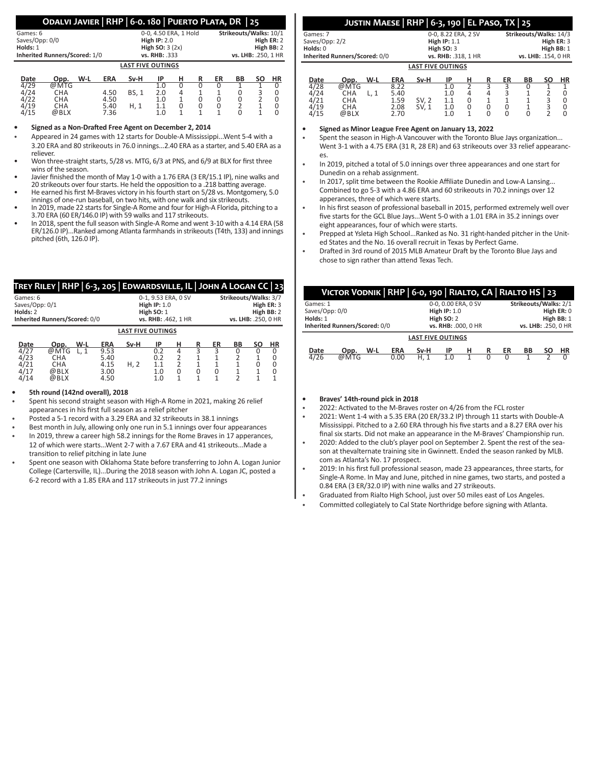## Odalvi Javier | RHP | 6-0. 180 | Puerto Plata, DR | 25

Games: 6
Saves/Opp: 0/0
Holds: 1
Inherited Runners/Scored: 1/0

0-0, 4.50 ERA, 1 Hold
**High IP:** 2.0
**High SO:** 3 (2x)
**vs. RHB:** .333

**Strikeouts/Walks:** 10/1
**High ER:** 2
**High BB:** 2
**vs. LHB:** .250, 1 HR

**LAST FIVE OUTINGS**

| Date | Opp. | W-L | ERA | Sv-H | IP | H | R | ER | BB | SO | HR |
|---|---|---|---|---|---|---|---|---|---|---|---|
| 4/29 | @MTG | | | | 1.0 | 0 | 0 | 0 | 1 | 1 | 0 |
| 4/24 | CHA | | 4.50 | BS, 1 | 2.0 | 4 | 1 | 1 | 0 | 3 | 0 |
| 4/22 | CHA | | 4.50 | | 1.0 | 1 | 0 | 0 | 0 | 2 | 0 |
| 4/19 | CHA | | 5.40 | H, 1 | 1.1 | 0 | 0 | 0 | 2 | 1 | 0 |
| 4/15 | @BLX | | 7.36 | | 1.0 | 1 | 1 | 1 | 0 | 1 | 0 |

- **Signed as a Non-Drafted Free Agent on December 2, 2014**
- Appeared in 24 games with 12 starts for Double-A Mississippi...Went 5-4 with a 3.20 ERA and 80 strikeouts in 76.0 innings...2.40 ERA as a starter, and 5.40 ERA as a reliever.
- Won three-straight starts, 5/28 vs. MTG, 6/3 at PNS, and 6/9 at BLX for first three wins of the season.
- Javier finished the month of May 1-0 with a 1.76 ERA (3 ER/15.1 IP), nine walks and 20 strikeouts over four starts. He held the opposition to a .218 batting average.
- He earned his first M-Braves victory in his fourth start on 5/28 vs. Montgomery, 5.0 innings of one-run baseball, on two hits, with one walk and six strikeouts.
- In 2019, made 22 starts for Single-A Rome and four for High-A Florida, pitching to a 3.70 ERA (60 ER/146.0 IP) with 59 walks and 117 strikeouts.
- In 2018, spent the full season with Single-A Rome and went 3-10 with a 4.14 ERA (58 ER/126.0 IP)...Ranked among Atlanta farmhands in strikeouts (T4th, 133) and innings pitched (6th, 126.0 IP).

## Justin Maese | RHP | 6-3, 190 | El Paso, TX | 25

Games: 7
Saves/Opp: 2/2
Holds: 0
Inherited Runners/Scored: 0/0

0-0, 8.22 ERA, 2 SV
**High IP:** 1.1
**High SO:** 3
**vs. RHB:** .318, 1 HR

**Strikeouts/Walks:** 14/3
**High ER:** 3
**High BB:** 1
**vs. LHB:** .154, 0 HR

**LAST FIVE OUTINGS**

| Date | Opp. | W-L | ERA | Sv-H | IP | H | R | ER | BB | SO | HR |
|---|---|---|---|---|---|---|---|---|---|---|---|
| 4/28 | @MTG | | 8.22 | | 1.0 | 2 | 3 | 3 | 0 | 1 | 1 |
| 4/24 | CHA | L, 1 | 5.40 | | 1.0 | 4 | 4 | 3 | 1 | 2 | 0 |
| 4/21 | CHA | | 1.59 | SV, 2 | 1.1 | 0 | 1 | 1 | 1 | 3 | 0 |
| 4/19 | CHA | | 2.08 | SV, 1 | 1.0 | 0 | 0 | 0 | 1 | 3 | 0 |
| 4/15 | @BLX | | 2.70 | | 1.0 | 1 | 0 | 0 | 0 | 2 | 0 |

- **Signed as Minor League Free Agent on January 13, 2022**
- Spent the season in High-A Vancouver with the Toronto Blue Jays organization... Went 3-1 with a 4.75 ERA (31 R, 28 ER) and 63 strikeouts over 33 relief appearances.
- In 2019, pitched a total of 5.0 innings over three appearances and one start for Dunedin on a rehab assignment.
- In 2017, split time between the Rookie Affiliate Dunedin and Low-A Lansing... Combined to go 5-3 with a 4.86 ERA and 60 strikeouts in 70.2 innings over 12 apperances, three of which were starts.
- In his first season of professional baseball in 2015, performed extremely well over five starts for the GCL Blue Jays...Went 5-0 with a 1.01 ERA in 35.2 innings over eight appearances, four of which were starts.
- Prepped at Ysleta High School...Ranked as No. 31 right-handed pitcher in the United States and the No. 16 overall recruit in Texas by Perfect Game.
- Drafted in 3rd round of 2015 MLB Amateur Draft by the Toronto Blue Jays and chose to sign rather than attend Texas Tech.

## Trey Riley | RHP | 6-3, 205 | Edwardsville, IL | John A Logan CC | 23

Games: 6
Saves/Opp: 0/1
Holds: 2
Inherited Runners/Scored: 0/0

0-1, 9.53 ERA, 0 SV
**High IP:** 1.0
**High SO:** 1
**vs. RHB:** .462, 1 HR

**Strikeouts/Walks:** 3/7
**High ER:** 3
**High BB:** 2
**vs. LHB:** .250, 0 HR

**LAST FIVE OUTINGS**

| Date | Opp. | W-L | ERA | Sv-H | IP | H | R | ER | BB | SO | HR |
|---|---|---|---|---|---|---|---|---|---|---|---|
| 4/27 | @MTG | L, 1 | 9.53 | | 0.2 | 4 | 3 | 3 | 0 | 0 | 0 |
| 4/23 | CHA | | 5.40 | | 0.2 | 2 | 1 | 1 | 2 | 1 | 0 |
| 4/21 | CHA | | 4.15 | H, 2 | 1.1 | 2 | 1 | 1 | 1 | 0 | 0 |
| 4/17 | @BLX | | 3.00 | | 1.0 | 0 | 0 | 0 | 1 | 1 | 0 |
| 4/14 | @BLX | | 4.50 | | 1.0 | 1 | 1 | 1 | 2 | 1 | 1 |

- **5th round (142nd overall), 2018**
- Spent his second straight season with High-A Rome in 2021, making 26 relief appearances in his first full season as a relief pitcher
- Posted a 5-1 record with a 3.29 ERA and 32 strikeouts in 38.1 innings
- Best month in July, allowing only one run in 5.1 innings over four appearances
- In 2019, threw a career high 58.2 innings for the Rome Braves in 17 apperances, 12 of which were starts...Went 2-7 with a 7.67 ERA and 41 strikeouts...Made a transition to relief pitching in late June
- Spent one season with Oklahoma State before transferring to John A. Logan Junior College (Cartersville, IL)...During the 2018 season with John A. Logan JC, posted a 6-2 record with a 1.85 ERA and 117 strikeouts in just 77.2 innings

## Victor Vodnik | RHP | 6-0, 190 | Rialto, CA | Rialto HS | 23

Games: 1
Saves/Opp: 0/0
Holds: 1
Inherited Runners/Scored: 0/0

0-0, 0.00 ERA, 0 SV
**High IP:** 1.0
**High SO:** 2
**vs. RHB:** .000, 0 HR

**Strikeouts/Walks:** 2/1
**High ER:** 0
**High BB:** 1
**vs. LHB:** .250, 0 HR

**LAST FIVE OUTINGS**

| Date | Opp. | W-L | ERA | Sv-H | IP | H | R | ER | BB | SO | HR |
|---|---|---|---|---|---|---|---|---|---|---|---|
| 4/26 | @MTG | | 0.00 | H, 1 | 1.0 | 1 | 0 | 0 | 1 | 2 | 0 |

- **Braves' 14th-round pick in 2018**
- 2022: Activated to the M-Braves roster on 4/26 from the FCL roster
- 2021: Went 1-4 with a 5.35 ERA (20 ER/33.2 IP) through 11 starts with Double-A Mississippi. Pitched to a 2.60 ERA through his five starts and a 8.27 ERA over his final six starts. Did not make an appearance in the M-Braves' Championship run.
- 2020: Added to the club's player pool on September 2. Spent the rest of the season at thevalternate training site in Gwinnett. Ended the season ranked by MLB.com as Atlanta's No. 17 prospect.
- 2019: In his first full professional season, made 23 appearances, three starts, for Single-A Rome. In May and June, pitched in nine games, two starts, and posted a 0.84 ERA (3 ER/32.0 IP) with nine walks and 27 strikeouts.
- Graduated from Rialto High School, just over 50 miles east of Los Angeles.
- Committed collegiately to Cal State Northridge before signing with Atlanta.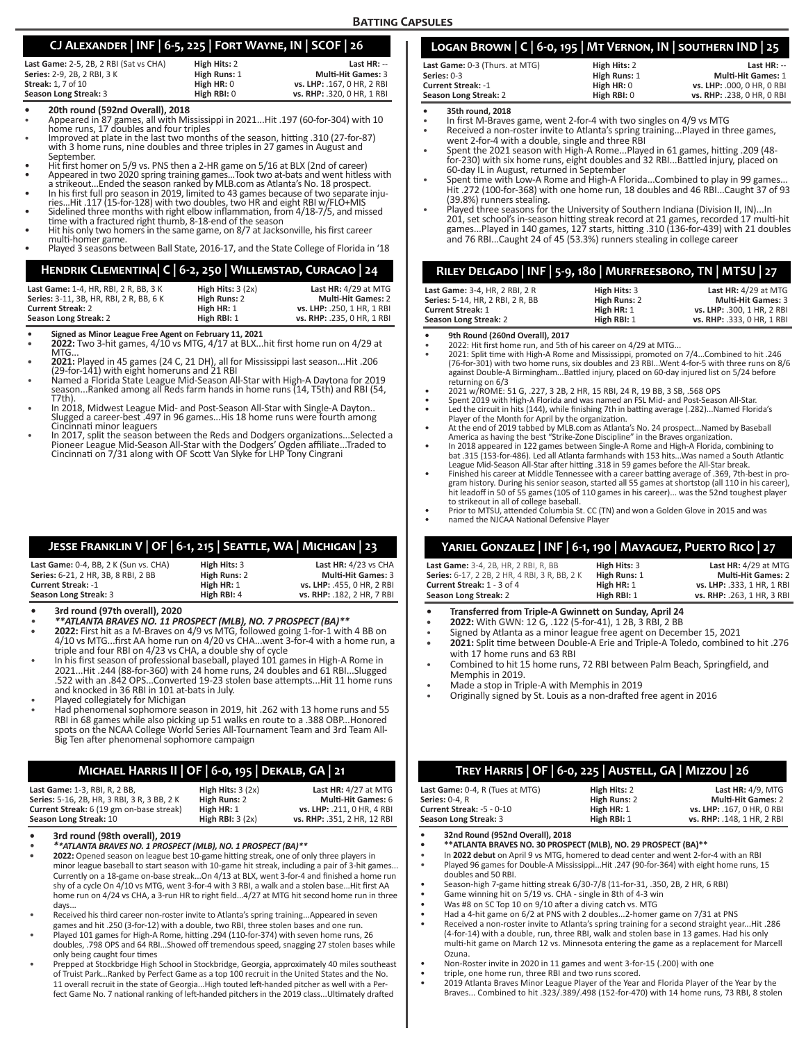## Batting Capsules

### CJ Alexander | INF | 6-5, 225 | Fort Wayne, IN | SCOF | 26

| | | |
|---|---|---|
| **Last Game:** 2-5, 2B, 2 RBI (Sat vs CHA) | **High Hits:** 2 | **Last HR:** -- |
| **Series:** 2-9, 2B, 2 RBI, 3 K | **High Runs:** 1 | **Multi-Hit Games:** 3 |
| **Streak:** 1, 7 of 10 | **High HR:** 0 | **vs. LHP:** .167, 0 HR, 2 RBI |
| **Season Long Streak:** 3 | **High RBI:** 0 | **vs. RHP:** .320, 0 HR, 1 RBI |

- **20th round (592nd Overall), 2018**
- Appeared in 87 games, all with Mississippi in 2021...Hit .197 (60-for-304) with 10 home runs, 17 doubles and four triples
- Improved at plate in the last two months of the season, hitting .310 (27-for-87) with 3 home runs, nine doubles and three triples in 27 games in August and September.
- Hit first homer on 5/9 vs. PNS then a 2-HR game on 5/16 at BLX (2nd of career)
- Appeared in two 2020 spring training games...Took two at-bats and went hitless with a strikeout...Ended the season ranked by MLB.com as Atlanta's No. 18 prospect.
- In his first full pro season in 2019, limited to 43 games because of two separate injuries...Hit .117 (15-for-128) with two doubles, two HR and eight RBI w/FLO+MIS
- Sidelined three months with right elbow inflammation, from 4/18-7/5, and missed time with a fractured right thumb, 8-18-end of the season
- Hit his only two homers in the same game, on 8/7 at Jacksonville, his first career multi-homer game.
- Played 3 seasons between Ball State, 2016-17, and the State College of Florida in '18

### Logan Brown | C | 6-0, 195 | Mt Vernon, IN | southern IND | 25

| | | |
|---|---|---|
| **Last Game:** 0-3 (Thurs. at MTG) | **High Hits:** 2 | **Last HR:** -- |
| **Series:** 0-3 | **High Runs:** 1 | **Multi-Hit Games:** 1 |
| **Current Streak:** -1 | **High HR:** 0 | **vs. LHP:** .000, 0 HR, 0 RBI |
| **Season Long Streak:** 2 | **High RBI:** 0 | **vs. RHP:** .238, 0 HR, 0 RBI |

- **35th round, 2018**
- In first M-Braves game, went 2-for-4 with two singles on 4/9 vs MTG
- Received a non-roster invite to Atlanta's spring training...Played in three games, went 2-for-4 with a double, single and three RBI
- Spent the 2021 season with High-A Rome...Played in 61 games, hitting .209 (48-for-230) with six home runs, eight doubles and 32 RBI...Battled injury, placed on 60-day IL in August, returned in September
- Spent time with Low-A Rome and High-A Florida...Combined to play in 99 games...Hit .272 (100-for-368) with one home run, 18 doubles and 46 RBI...Caught 37 of 93 (39.8%) runners stealing.
- Played three seasons for the University of Southern Indiana (Division II, IN)...In 201, set school's in-season hitting streak record at 21 games, recorded 17 multi-hit games...Played in 140 games, 127 starts, hitting .310 (136-for-439) with 21 doubles and 76 RBI...Caught 24 of 45 (53.3%) runners stealing in college career

### Hendrik Clementina| C | 6-2, 250 | Willemstad, Curacao | 24

| | | |
|---|---|---|
| **Last Game:** 1-4, HR, RBI, 2 R, BB, 3 K | **High Hits:** 3 (2x) | **Last HR:** 4/29 at MTG |
| **Series:** 3-11, 3B, HR, RBI, 2 R, BB, 6 K | **High Runs:** 2 | **Multi-Hit Games:** 2 |
| **Current Streak:** 2 | **High HR:** 1 | **vs. LHP:** .250, 1 HR, 1 RBI |
| **Season Long Streak:** 2 | **High RBI:** 1 | **vs. RHP:** .235, 0 HR, 1 RBI |

- **Signed as Minor League Free Agent on February 11, 2021**
- **2022:** Two 3-hit games, 4/10 vs MTG, 4/17 at BLX...hit first home run on 4/29 at MTG...
- **2021:** Played in 45 games (24 C, 21 DH), all for Mississippi last season...Hit .206 (29-for-141) with eight homeruns and 21 RBI
- Named a Florida State League Mid-Season All-Star with High-A Daytona for 2019 season...Ranked among all Reds farm hands in home runs (14, T5th) and RBI (54, T7th).
- In 2018, Midwest League Mid- and Post-Season All-Star with Single-A Dayton.. Slugged a career-best .497 in 96 games...His 18 home runs were fourth among Cincinnati minor leaguers
- In 2017, split the season between the Reds and Dodgers organizations...Selected a Pioneer League Mid-Season All-Star with the Dodgers' Ogden affiliate...Traded to Cincinnati on 7/31 along with OF Scott Van Slyke for LHP Tony Cingrani

### Riley Delgado | INF | 5-9, 180 | Murfreesboro, TN | MTSU | 27

| | | |
|---|---|---|
| **Last Game:** 3-4, HR, 2 RBI, 2 R | **High Hits:** 3 | **Last HR:** 4/29 at MTG |
| **Series:** 5-14, HR, 2 RBI, 2 R, BB | **High Runs:** 2 | **Multi-Hit Games:** 3 |
| **Current Streak:** 1 | **High HR:** 1 | **vs. LHP:** .300, 1 HR, 2 RBI |
| **Season Long Streak:** 2 | **High RBI:** 1 | **vs. RHP:** .333, 0 HR, 1 RBI |

- **9th Round (260nd Overall), 2017**
- 2022: Hit first home run, and 5th of his career on 4/29 at MTG...
- 2021: Split time with High-A Rome and Mississippi, promoted on 7/4...Combined to hit .246 (76-for-301) with two home runs, six doubles and 23 RBI...Went 4-for-5 with three runs on 8/6 against Double-A Birmingham...Battled injury, placed on 60-day injured list on 5/24 before returning on 6/3
- 2021 w/ROME: 51 G, .227, 3 2B, 2 HR, 15 RBI, 24 R, 19 BB, 3 SB, .568 OPS
- Spent 2019 with High-A Florida and was named an FSL Mid- and Post-Season All-Star.
- Led the circuit in hits (144), while finishing 7th in batting average (.282)...Named Florida's Player of the Month for April by the organization.
- At the end of 2019 tabbed by MLB.com as Atlanta's No. 24 prospect...Named by Baseball America as having the best "Strike-Zone Discipline" in the Braves organization.
- In 2018 appeared in 122 games between Single-A Rome and High-A Florida, combining to bat .315 (153-for-486). Led all Atlanta farmhands with 153 hits...Was named a South Atlantic League Mid-Season All-Star after hitting .318 in 59 games before the All-Star break.
- Finished his career at Middle Tennessee with a career batting average of .369, 7th-best in program history. During his senior season, started all 55 games at shortstop (all 110 in his career), hit leadoff in 50 of 55 games (105 of 110 games in his career)... was the 52nd toughest player to strikeout in all of college baseball.
- Prior to MTSU, attended Columbia St. CC (TN) and won a Golden Glove in 2015 and was
- named the NJCAA National Defensive Player

### Jesse Franklin V | OF | 6-1, 215 | Seattle, WA | Michigan | 23

| | | |
|---|---|---|
| **Last Game:** 0-4, BB, 2 K (Sun vs. CHA) | **High Hits:** 3 | **Last HR:** 4/23 vs CHA |
| **Series:** 6-21, 2 HR, 3B, 8 RBI, 2 BB | **High Runs:** 2 | **Multi-Hit Games:** 3 |
| **Current Streak:** -1 | **High HR:** 1 | **vs. LHP:** .455, 0 HR, 2 RBI |
| **Season Long Streak:** 3 | **High RBI:** 4 | **vs. RHP:** .182, 2 HR, 7 RBI |

- **3rd round (97th overall), 2020**
- ***\*\*ATLANTA BRAVES NO. 11 PROSPECT (MLB), NO. 7 PROSPECT (BA)\*\****
- **2022:** First hit as a M-Braves on 4/9 vs MTG, followed going 1-for-1 with 4 BB on 4/10 vs MTG...first AA home run on 4/20 vs CHA...went 3-for-4 with a home run, a triple and four RBI on 4/23 vs CHA, a double shy of cycle
- In his first season of professional baseball, played 101 games in High-A Rome in 2021...Hit .244 (88-for-360) with 24 home runs, 24 doubles and 61 RBI...Slugged .522 with an .842 OPS...Converted 19-23 stolen base attempts...Hit 11 home runs and knocked in 36 RBI in 101 at-bats in July.
- Played collegiately for Michigan
- Had phenomenal sophomore season in 2019, hit .262 with 13 home runs and 55 RBI in 68 games while also picking up 51 walks en route to a .388 OBP...Honored spots on the NCAA College World Series All-Tournament Team and 3rd Team All-Big Ten after phenomenal sophomore campaign

### Yariel Gonzalez | INF | 6-1, 190 | Mayaguez, Puerto Rico | 27

| | | |
|---|---|---|
| **Last Game:** 3-4, 2B, HR, 2 RBI, R, BB | **High Hits:** 3 | **Last HR:** 4/29 at MTG |
| **Series:** 6-17, 2 2B, 2 HR, 4 RBI, 3 R, BB, 2 K | **High Runs:** 1 | **Multi-Hit Games:** 2 |
| **Current Streak:** 1 - 3 of 4 | **High HR:** 1 | **vs. LHP:** .333, 1 HR, 1 RBI |
| **Season Long Streak:** 2 | **High RBI:** 1 | **vs. RHP:** .263, 1 HR, 3 RBI |

- **Transferred from Triple-A Gwinnett on Sunday, April 24**
- **2022:** With GWN: 12 G, .122 (5-for-41), 1 2B, 3 RBI, 2 BB
- Signed by Atlanta as a minor league free agent on December 15, 2021
- **2021:** Split time between Double-A Erie and Triple-A Toledo, combined to hit .276 with 17 home runs and 63 RBI
- Combined to hit 15 home runs, 72 RBI between Palm Beach, Springfield, and Memphis in 2019.
- Made a stop in Triple-A with Memphis in 2019
- Originally signed by St. Louis as a non-drafted free agent in 2016

### Michael Harris II | OF | 6-0, 195 | Dekalb, GA | 21

| | | |
|---|---|---|
| **Last Game:** 1-3, RBI, R, 2 BB, | **High Hits:** 3 (2x) | **Last HR:** 4/27 at MTG |
| **Series:** 5-16, 2B, HR, 3 RBI, 3 R, 3 BB, 2 K | **High Runs:** 2 | **Multi-Hit Games:** 6 |
| **Current Streak:** 6 (19 gm on-base streak) | **High HR:** 1 | **vs. LHP:** .211, 0 HR, 4 RBI |
| **Season Long Streak:** 10 | **High RBI:** 3 (2x) | **vs. RHP:** .351, 2 HR, 12 RBI |

- **3rd round (98th overall), 2019**
- ***\*\*ATLANTA BRAVES NO. 1 PROSPECT (MLB), NO. 1 PROSPECT (BA)\*\****
- **2022:** Opened season on league best 10-game hitting streak, one of only three players in minor league baseball to start season with 10-game hit streak, including a pair of 3-hit games... Currently on a 18-game on-base streak...On 4/13 at BLX, went 3-for-4 and finished a home run shy of a cycle On 4/10 vs MTG, went 3-for-4 with 3 RBI, a walk and a stolen base...Hit first AA home run on 4/24 vs CHA, a 3-run HR to right field...4/27 at MTG hit second home run in three days...
- Received his third career non-roster invite to Atlanta's spring training...Appeared in seven games and hit .250 (3-for-12) with a double, two RBI, three stolen bases and one run.
- Played 101 games for High-A Rome, hitting .294 (110-for-374) with seven home runs, 26 doubles, .798 OPS and 64 RBI...Showed off tremendous speed, snagging 27 stolen bases while only being caught four times
- Prepped at Stockbridge High School in Stockbridge, Georgia, approximately 40 miles southeast of Truist Park...Ranked by Perfect Game as a top 100 recruit in the United States and the No. 11 overall recruit in the state of Georgia...High touted left-handed pitcher as well with a Perfect Game No. 7 national ranking of left-handed pitchers in the 2019 class...Ultimately drafted

### Trey Harris | OF | 6-0, 225 | Austell, GA | Mizzou | 26

| | | |
|---|---|---|
| **Last Game:** 0-4, R (Tues at MTG) | **High Hits:** 2 | **Last HR:** 4/9, MTG |
| **Series:** 0-4, R | **High Runs:** 2 | **Multi-Hit Games:** 2 |
| **Current Streak:** -5 - 0-10 | **High HR:** 1 | **vs. LHP:** .167, 0 HR, 0 RBI |
| **Season Long Streak:** 3 | **High RBI:** 1 | **vs. RHP:** .148, 1 HR, 2 RBI |

- **32nd Round (952nd Overall), 2018**
- **\*\*ATLANTA BRAVES NO. 30 PROSPECT (MLB), NO. 29 PROSPECT (BA)\*\***
- In **2022 debut** on April 9 vs MTG, homered to dead center and went 2-for-4 with an RBI
- Played 96 games for Double-A Mississippi...Hit .247 (90-for-364) with eight home runs, 15 doubles and 50 RBI.
- Season-high 7-game hitting streak 6/30-7/8 (11-for-31, .350, 2B, 2 HR, 6 RBI)
- Game winning hit on 5/19 vs. CHA - single in 8th of 4-3 win
- Was #8 on SC Top 10 on 9/10 after a diving catch vs. MTG
- Had a 4-hit game on 6/2 at PNS with 2 doubles...2-homer game on 7/31 at PNS
- Received a non-roster invite to Atlanta's spring training for a second straight year...Hit .286 (4-for-14) with a double, run, three RBI, walk and stolen base in 13 games. Had his only multi-hit game on March 12 vs. Minnesota entering the game as a replacement for Marcell Ozuna.
- Non-Roster invite in 2020 in 11 games and went 3-for-15 (.200) with one
- triple, one home run, three RBI and two runs scored.
- 2019 Atlanta Braves Minor League Player of the Year and Florida Player of the Year by the Braves... Combined to hit .323/.389/.498 (152-for-470) with 14 home runs, 73 RBI, 8 stolen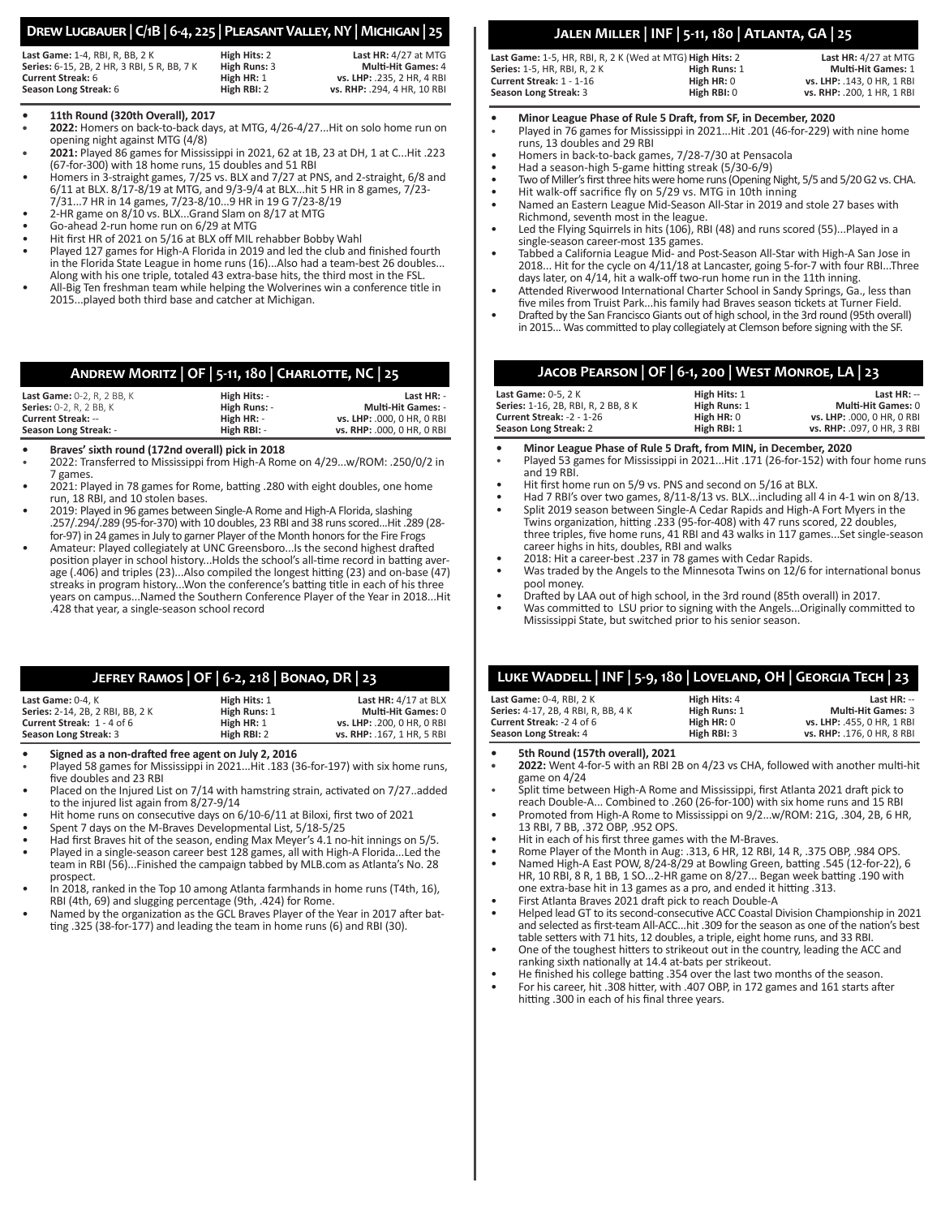## Drew Lugbauer | C/1B | 6-4, 225 | Pleasant Valley, NY | Michigan | 25

| | | |
|---|---|---|
| **Last Game:** 1-4, RBI, R, BB, 2 K | **High Hits:** 2 | **Last HR:** 4/27 at MTG |
| **Series:** 6-15, 2B, 2 HR, 3 RBI, 5 R, BB, 7 K | **High Runs:** 3 | **Multi-Hit Games:** 4 |
| **Current Streak:** 6 | **High HR:** 1 | **vs. LHP:** .235, 2 HR, 4 RBI |
| **Season Long Streak:** 6 | **High RBI:** 2 | **vs. RHP:** .294, 4 HR, 10 RBI |

- **11th Round (320th Overall), 2017**
- **2022:** Homers on back-to-back days, at MTG, 4/26-4/27...Hit on solo home run on opening night against MTG (4/8)
- **2021:** Played 86 games for Mississippi in 2021, 62 at 1B, 23 at DH, 1 at C...Hit .223 (67-for-300) with 18 home runs, 15 doubles and 51 RBI
- Homers in 3-straight games, 7/25 vs. BLX and 7/27 at PNS, and 2-straight, 6/8 and 6/11 at BLX. 8/17-8/19 at MTG, and 9/3-9/4 at BLX...hit 5 HR in 8 games, 7/23-7/31...7 HR in 14 games, 7/23-8/10...9 HR in 19 G 7/23-8/19
- 2-HR game on 8/10 vs. BLX...Grand Slam on 8/17 at MTG
- Go-ahead 2-run home run on 6/29 at MTG
- Hit first HR of 2021 on 5/16 at BLX off MIL rehabber Bobby Wahl
- Played 127 games for High-A Florida in 2019 and led the club and finished fourth in the Florida State League in home runs (16)...Also had a team-best 26 doubles... Along with his one triple, totaled 43 extra-base hits, the third most in the FSL.
- All-Big Ten freshman team while helping the Wolverines win a conference title in 2015...played both third base and catcher at Michigan.

## Andrew Moritz | OF | 5-11, 180 | Charlotte, NC | 25

| | | |
|---|---|---|
| **Last Game:** 0-2, R, 2 BB, K | **High Hits:** - | **Last HR:** - |
| **Series:** 0-2, R, 2 BB, K | **High Runs:** - | **Multi-Hit Games:** - |
| **Current Streak:** -- | **High HR:** - | **vs. LHP:** .000, 0 HR, 0 RBI |
| **Season Long Streak:** - | **High RBI:** - | **vs. RHP:** .000, 0 HR, 0 RBI |

- **Braves' sixth round (172nd overall) pick in 2018**
- 2022: Transferred to Mississippi from High-A Rome on 4/29...w/ROM: .250/0/2 in 7 games.
- 2021: Played in 78 games for Rome, batting .280 with eight doubles, one home run, 18 RBI, and 10 stolen bases.
- 2019: Played in 96 games between Single-A Rome and High-A Florida, slashing .257/.294/.289 (95-for-370) with 10 doubles, 23 RBI and 38 runs scored...Hit .289 (28-for-97) in 24 games in July to garner Player of the Month honors for the Fire Frogs
- Amateur: Played collegiately at UNC Greensboro...Is the second highest drafted position player in school history...Holds the school's all-time record in batting average (.406) and triples (23)...Also compiled the longest hitting (23) and on-base (47) streaks in program history...Won the conference's batting title in each of his three years on campus...Named the Southern Conference Player of the Year in 2018...Hit .428 that year, a single-season school record

## Jefrey Ramos | OF | 6-2, 218 | Bonao, DR | 23

| | | |
|---|---|---|
| **Last Game:** 0-4, K | **High Hits:** 1 | **Last HR:** 4/17 at BLX |
| **Series:** 2-14, 2B, 2 RBI, BB, 2 K | **High Runs:** 1 | **Multi-Hit Games:** 0 |
| **Current Streak:** 1 - 4 of 6 | **High HR:** 1 | **vs. LHP:** .200, 0 HR, 0 RBI |
| **Season Long Streak:** 3 | **High RBI:** 2 | **vs. RHP:** .167, 1 HR, 5 RBI |

- **Signed as a non-drafted free agent on July 2, 2016**
- Played 58 games for Mississippi in 2021...Hit .183 (36-for-197) with six home runs, five doubles and 23 RBI
- Placed on the Injured List on 7/14 with hamstring strain, activated on 7/27..added to the injured list again from 8/27-9/14
- Hit home runs on consecutive days on 6/10-6/11 at Biloxi, first two of 2021
- Spent 7 days on the M-Braves Developmental List, 5/18-5/25
- Had first Braves hit of the season, ending Max Meyer's 4.1 no-hit innings on 5/5.
- Played in a single-season career best 128 games, all with High-A Florida...Led the team in RBI (56)...Finished the campaign tabbed by MLB.com as Atlanta's No. 28 prospect.
- In 2018, ranked in the Top 10 among Atlanta farmhands in home runs (T4th, 16), RBI (4th, 69) and slugging percentage (9th, .424) for Rome.
- Named by the organization as the GCL Braves Player of the Year in 2017 after batting .325 (38-for-177) and leading the team in home runs (6) and RBI (30).

## Jalen Miller | INF | 5-11, 180 | Atlanta, GA | 25

| | | |
|---|---|---|
| **Last Game:** 1-5, HR, RBI, R, 2 K (Wed at MTG) | **High Hits:** 2 | **Last HR:** 4/27 at MTG |
| **Series:** 1-5, HR, RBI, R, 2 K | **High Runs:** 1 | **Multi-Hit Games:** 1 |
| **Current Streak:** 1 - 1-16 | **High HR:** 0 | **vs. LHP:** .143, 0 HR, 1 RBI |
| **Season Long Streak:** 3 | **High RBI:** 0 | **vs. RHP:** .200, 1 HR, 1 RBI |

- **Minor League Phase of Rule 5 Draft, from SF, in December, 2020**
- Played in 76 games for Mississippi in 2021...Hit .201 (46-for-229) with nine home runs, 13 doubles and 29 RBI
- Homers in back-to-back games, 7/28-7/30 at Pensacola
- Had a season-high 5-game hitting streak (5/30-6/9)
- Two of Miller's first three hits were home runs (Opening Night, 5/5 and 5/20 G2 vs. CHA.
- Hit walk-off sacrifice fly on 5/29 vs. MTG in 10th inning
- Named an Eastern League Mid-Season All-Star in 2019 and stole 27 bases with Richmond, seventh most in the league.
- Led the Flying Squirrels in hits (106), RBI (48) and runs scored (55)...Played in a single-season career-most 135 games.
- Tabbed a California League Mid- and Post-Season All-Star with High-A San Jose in 2018... Hit for the cycle on 4/11/18 at Lancaster, going 5-for-7 with four RBI...Three days later, on 4/14, hit a walk-off two-run home run in the 11th inning.
- Attended Riverwood International Charter School in Sandy Springs, Ga., less than five miles from Truist Park...his family had Braves season tickets at Turner Field.
- Drafted by the San Francisco Giants out of high school, in the 3rd round (95th overall) in 2015... Was committed to play collegiately at Clemson before signing with the SF.

## Jacob Pearson | OF | 6-1, 200 | West Monroe, LA | 23

| | | |
|---|---|---|
| **Last Game:** 0-5, 2 K | **High Hits:** 1 | **Last HR:** -- |
| **Series:** 1-16, 2B, RBI, R, 2 BB, 8 K | **High Runs:** 1 | **Multi-Hit Games:** 0 |
| **Current Streak:** -2 - 1-26 | **High HR:** 0 | **vs. LHP:** .000, 0 HR, 0 RBI |
| **Season Long Streak:** 2 | **High RBI:** 1 | **vs. RHP:** .097, 0 HR, 3 RBI |

- **Minor League Phase of Rule 5 Draft, from MIN, in December, 2020**
- Played 53 games for Mississippi in 2021...Hit .171 (26-for-152) with four home runs and 19 RBI.
- Hit first home run on 5/9 vs. PNS and second on 5/16 at BLX.
- Had 7 RBI's over two games, 8/11-8/13 vs. BLX...including all 4 in 4-1 win on 8/13.
- Split 2019 season between Single-A Cedar Rapids and High-A Fort Myers in the Twins organization, hitting .233 (95-for-408) with 47 runs scored, 22 doubles, three triples, five home runs, 41 RBI and 43 walks in 117 games...Set single-season career highs in hits, doubles, RBI and walks
- 2018: Hit a career-best .237 in 78 games with Cedar Rapids.
- Was traded by the Angels to the Minnesota Twins on 12/6 for international bonus pool money.
- Drafted by LAA out of high school, in the 3rd round (85th overall) in 2017.
- Was committed to LSU prior to signing with the Angels...Originally committed to Mississippi State, but switched prior to his senior season.

## Luke Waddell | INF | 5-9, 180 | Loveland, OH | Georgia Tech | 23

| | | |
|---|---|---|
| **Last Game:** 0-4, RBI, 2 K | **High Hits:** 4 | **Last HR:** -- |
| **Series:** 4-17, 2B, 4 RBI, R, BB, 4 K | **High Runs:** 1 | **Multi-Hit Games:** 3 |
| **Current Streak:** -2 4 of 6 | **High HR:** 0 | **vs. LHP:** .455, 0 HR, 1 RBI |
| **Season Long Streak:** 4 | **High RBI:** 3 | **vs. RHP:** .176, 0 HR, 8 RBI |

- **5th Round (157th overall), 2021**
- **2022:** Went 4-for-5 with an RBI 2B on 4/23 vs CHA, followed with another multi-hit game on 4/24
- Split time between High-A Rome and Mississippi, first Atlanta 2021 draft pick to reach Double-A... Combined to .260 (26-for-100) with six home runs and 15 RBI
- Promoted from High-A Rome to Mississippi on 9/2...w/ROM: 21G, .304, 2B, 6 HR, 13 RBI, 7 BB, .372 OBP, .952 OPS.
- Hit in each of his first three games with the M-Braves.
- Rome Player of the Month in Aug: .313, 6 HR, 12 RBI, 14 R, .375 OBP, .984 OPS.
- Named High-A East POW, 8/24-8/29 at Bowling Green, batting .545 (12-for-22), 6 HR, 10 RBI, 8 R, 1 BB, 1 SO...2-HR game on 8/27... Began week batting .190 with one extra-base hit in 13 games as a pro, and ended it hitting .313.
- First Atlanta Braves 2021 draft pick to reach Double-A
- Helped lead GT to its second-consecutive ACC Coastal Division Championship in 2021 and selected as first-team All-ACC...hit .309 for the season as one of the nation's best table setters with 71 hits, 12 doubles, a triple, eight home runs, and 33 RBI.
- One of the toughest hitters to strikeout out in the country, leading the ACC and ranking sixth nationally at 14.4 at-bats per strikeout.
- He finished his college batting .354 over the last two months of the season.
- For his career, hit .308 hitter, with .407 OBP, in 172 games and 161 starts after hitting .300 in each of his final three years.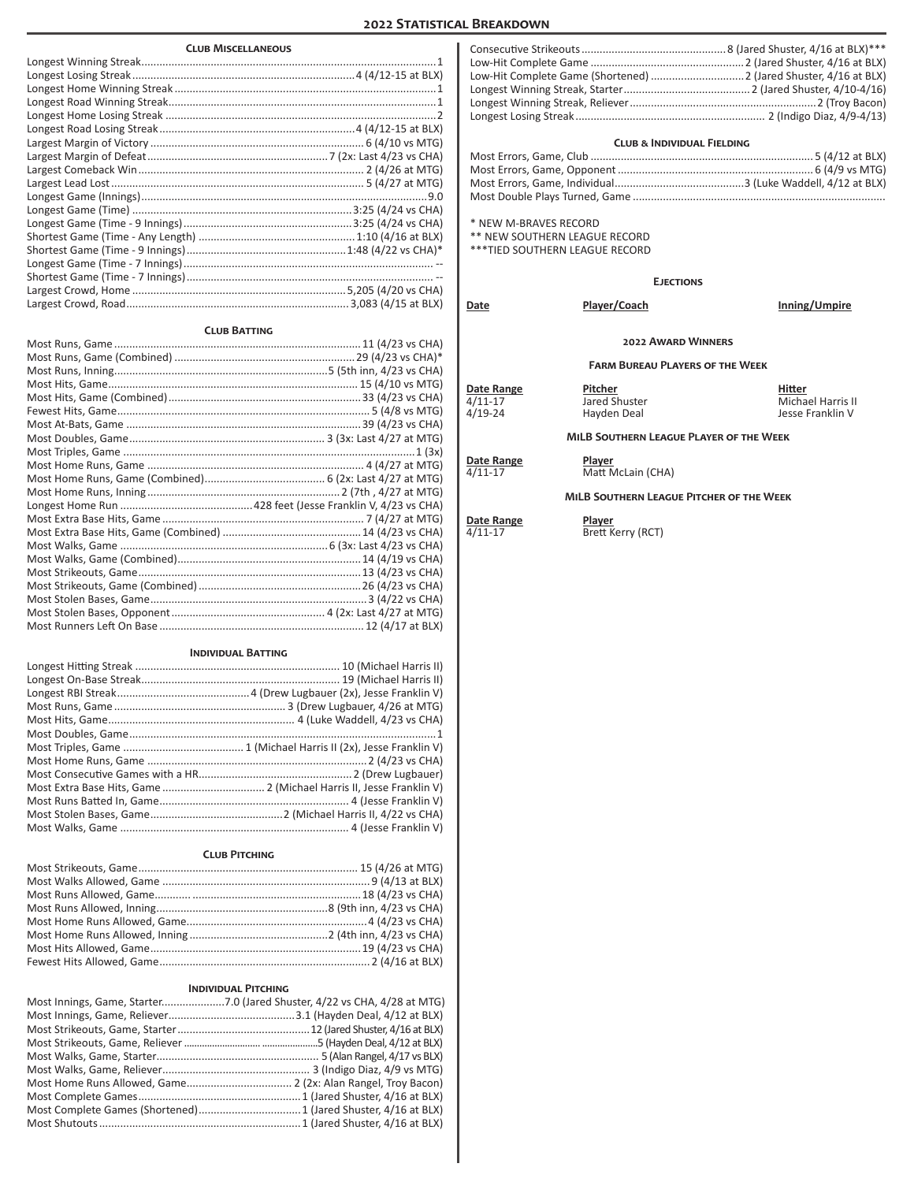## 2022 Statistical Breakdown

### Club Miscellaneous

| Category | Record |
|---|---|
| Longest Winning Streak | 1 |
| Longest Losing Streak | 4 (4/12-15 at BLX) |
| Longest Home Winning Streak | 1 |
| Longest Road Winning Streak | 1 |
| Longest Home Losing Streak | 2 |
| Longest Road Losing Streak | 4 (4/12-15 at BLX) |
| Largest Margin of Victory | 6 (4/10 vs MTG) |
| Largest Margin of Defeat | 7 (2x: Last 4/23 vs CHA) |
| Largest Comeback Win | 2 (4/26 at MTG) |
| Largest Lead Lost | 5 (4/27 at MTG) |
| Longest Game (Innings) | 9.0 |
| Longest Game (Time) | 3:25 (4/24 vs CHA) |
| Longest Game (Time - 9 Innings) | 3:25 (4/24 vs CHA) |
| Shortest Game (Time - Any Length) | 1:10 (4/16 at BLX) |
| Shortest Game (Time - 9 Innings) | 1:48 (4/22 vs CHA)* |
| Longest Game (Time - 7 Innings) | -- |
| Shortest Game (Time - 7 Innings) | -- |
| Largest Crowd, Home | 5,205 (4/20 vs CHA) |
| Largest Crowd, Road | 3,083 (4/15 at BLX) |

### Club Batting

| Category | Record |
|---|---|
| Most Runs, Game | 11 (4/23 vs CHA) |
| Most Runs, Game (Combined) | 29 (4/23 vs CHA)* |
| Most Runs, Inning | 5 (5th inn, 4/23 vs CHA) |
| Most Hits, Game | 15 (4/10 vs MTG) |
| Most Hits, Game (Combined) | 33 (4/23 vs CHA) |
| Fewest Hits, Game | 5 (4/8 vs MTG) |
| Most At-Bats, Game | 39 (4/23 vs CHA) |
| Most Doubles, Game | 3 (3x: Last 4/27 at MTG) |
| Most Triples, Game | 1 (3x) |
| Most Home Runs, Game | 4 (4/27 at MTG) |
| Most Home Runs, Game (Combined) | 6 (2x: Last 4/27 at MTG) |
| Most Home Runs, Inning | 2 (7th , 4/27 at MTG) |
| Longest Home Run | 428 feet (Jesse Franklin V, 4/23 vs CHA) |
| Most Extra Base Hits, Game | 7 (4/27 at MTG) |
| Most Extra Base Hits, Game (Combined) | 14 (4/23 vs CHA) |
| Most Walks, Game | 6 (3x: Last 4/23 vs CHA) |
| Most Walks, Game (Combined) | 14 (4/19 vs CHA) |
| Most Strikeouts, Game | 13 (4/23 vs CHA) |
| Most Strikeouts, Game (Combined) | 26 (4/23 vs CHA) |
| Most Stolen Bases, Game | 3 (4/22 vs CHA) |
| Most Stolen Bases, Opponent | 4 (2x: Last 4/27 at MTG) |
| Most Runners Left On Base | 12 (4/17 at BLX) |

### Individual Batting

| Category | Record |
|---|---|
| Longest Hitting Streak | 10 (Michael Harris II) |
| Longest On-Base Streak | 19 (Michael Harris II) |
| Longest RBI Streak | 4 (Drew Lugbauer (2x), Jesse Franklin V) |
| Most Runs, Game | 3 (Drew Lugbauer, 4/26 at MTG) |
| Most Hits, Game | 4 (Luke Waddell, 4/23 vs CHA) |
| Most Doubles, Game | 1 |
| Most Triples, Game | 1 (Michael Harris II (2x), Jesse Franklin V) |
| Most Home Runs, Game | 2 (4/23 vs CHA) |
| Most Consecutive Games with a HR | 2 (Drew Lugbauer) |
| Most Extra Base Hits, Game | 2 (Michael Harris II, Jesse Franklin V) |
| Most Runs Batted In, Game | 4 (Jesse Franklin V) |
| Most Stolen Bases, Game | 2 (Michael Harris II, 4/22 vs CHA) |
| Most Walks, Game | 4 (Jesse Franklin V) |

### Club Pitching

| Category | Record |
|---|---|
| Most Strikeouts, Game | 15 (4/26 at MTG) |
| Most Walks Allowed, Game | 9 (4/13 at BLX) |
| Most Runs Allowed, Game | 18 (4/23 vs CHA) |
| Most Runs Allowed, Inning | 8 (9th inn, 4/23 vs CHA) |
| Most Home Runs Allowed, Game | 4 (4/23 vs CHA) |
| Most Home Runs Allowed, Inning | 2 (4th inn, 4/23 vs CHA) |
| Most Hits Allowed, Game | 19 (4/23 vs CHA) |
| Fewest Hits Allowed, Game | 2 (4/16 at BLX) |

### Individual Pitching

| Category | Record |
|---|---|
| Most Innings, Game, Starter | 7.0 (Jared Shuster, 4/22 vs CHA, 4/28 at MTG) |
| Most Innings, Game, Reliever | 3.1 (Hayden Deal, 4/12 at BLX) |
| Most Strikeouts, Game, Starter | 12 (Jared Shuster, 4/16 at BLX) |
| Most Strikeouts, Game, Reliever | 5 (Hayden Deal, 4/12 at BLX) |
| Most Walks, Game, Starter | 5 (Alan Rangel, 4/17 vs BLX) |
| Most Walks, Game, Reliever | 3 (Indigo Diaz, 4/9 vs MTG) |
| Most Home Runs Allowed, Game | 2 (2x: Alan Rangel, Troy Bacon) |
| Most Complete Games | 1 (Jared Shuster, 4/16 at BLX) |
| Most Complete Games (Shortened) | 1 (Jared Shuster, 4/16 at BLX) |
| Most Shutouts | 1 (Jared Shuster, 4/16 at BLX) |
| Consecutive Strikeouts | 8 (Jared Shuster, 4/16 at BLX)*** |
| Low-Hit Complete Game | 2 (Jared Shuster, 4/16 at BLX) |
| Low-Hit Complete Game (Shortened) | 2 (Jared Shuster, 4/16 at BLX) |
| Longest Winning Streak, Starter | 2 (Jared Shuster, 4/10-4/16) |
| Longest Winning Streak, Reliever | 2 (Troy Bacon) |
| Longest Losing Streak | 2 (Indigo Diaz, 4/9-4/13) |

### Club & Individual Fielding

| Category | Record |
|---|---|
| Most Errors, Game, Club | 5 (4/12 at BLX) |
| Most Errors, Game, Opponent | 6 (4/9 vs MTG) |
| Most Errors, Game, Individual | 3 (Luke Waddell, 4/12 at BLX) |
| Most Double Plays Turned, Game | |

\* NEW M-BRAVES RECORD
\*\* NEW SOUTHERN LEAGUE RECORD
\*\*\*TIED SOUTHERN LEAGUE RECORD

### Ejections

| Date | Player/Coach | Inning/Umpire |
|---|---|---|

### 2022 Award Winners

#### Farm Bureau Players of the Week

| Date Range | Pitcher | Hitter |
|---|---|---|
| 4/11-17 | Jared Shuster | Michael Harris II |
| 4/19-24 | Hayden Deal | Jesse Franklin V |

#### MiLB Southern League Player of the Week

| Date Range | Player |
|---|---|
| 4/11-17 | Matt McLain (CHA) |

#### MiLB Southern League Pitcher of the Week

| Date Range | Player |
|---|---|
| 4/11-17 | Brett Kerry (RCT) |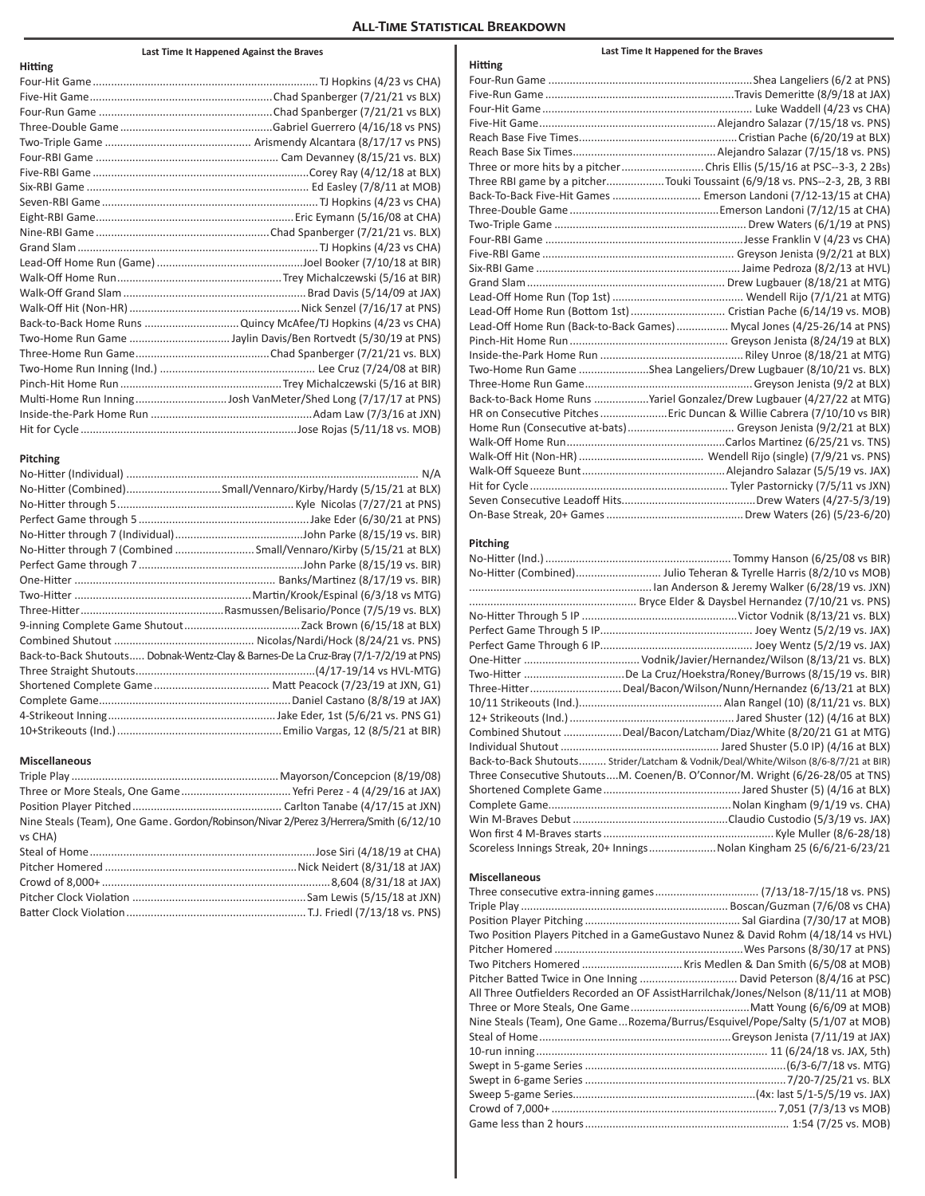# All-Time Statistical Breakdown

## Last Time It Happened Against the Braves

### Hitting

| Category | Record |
|---|---|
| Four-Hit Game | TJ Hopkins (4/23 vs CHA) |
| Five-Hit Game | Chad Spanberger (7/21/21 vs BLX) |
| Four-Run Game | Chad Spanberger (7/21/21 vs BLX) |
| Three-Double Game | Gabriel Guerrero (4/16/18 vs PNS) |
| Two-Triple Game | Arismendy Alcantara (8/17/17 vs PNS) |
| Four-RBI Game | Cam Devanney (8/15/21 vs. BLX) |
| Five-RBI Game | Corey Ray (4/12/18 at BLX) |
| Six-RBI Game | Ed Easley (7/8/11 at MOB) |
| Seven-RBI Game | TJ Hopkins (4/23 vs CHA) |
| Eight-RBI Game | Eric Eymann (5/16/08 at CHA) |
| Nine-RBI Game | Chad Spanberger (7/21/21 vs. BLX) |
| Grand Slam | TJ Hopkins (4/23 vs CHA) |
| Lead-Off Home Run (Game) | Joel Booker (7/10/18 at BIR) |
| Walk-Off Home Run | Trey Michalczewski (5/16 at BIR) |
| Walk-Off Grand Slam | Brad Davis (5/14/09 at JAX) |
| Walk-Off Hit (Non-HR) | Nick Senzel (7/16/17 at PNS) |
| Back-to-Back Home Runs | Quincy McAfee/TJ Hopkins (4/23 vs CHA) |
| Two-Home Run Game | Jaylin Davis/Ben Rortvedt (5/30/19 at PNS) |
| Three-Home Run Game | Chad Spanberger (7/21/21 vs. BLX) |
| Two-Home Run Inning (Ind.) | Lee Cruz (7/24/08 at BIR) |
| Pinch-Hit Home Run | Trey Michalczewski (5/16 at BIR) |
| Multi-Home Run Inning | Josh VanMeter/Shed Long (7/17/17 at PNS) |
| Inside-the-Park Home Run | Adam Law (7/3/16 at JXN) |
| Hit for Cycle | Jose Rojas (5/11/18 vs. MOB) |

### Pitching

| Category | Record |
|---|---|
| No-Hitter (Individual) | N/A |
| No-Hitter (Combined) | Small/Vennaro/Kirby/Hardy (5/15/21 at BLX) |
| No-Hitter through 5 | Kyle Nicolas (7/27/21 at PNS) |
| Perfect Game through 5 | Jake Eder (6/30/21 at PNS) |
| No-Hitter through 7 (Individual) | John Parke (8/15/19 vs. BIR) |
| No-Hitter through 7 (Combined | Small/Vennaro/Kirby (5/15/21 at BLX) |
| Perfect Game through 7 | John Parke (8/15/19 vs. BIR) |
| One-Hitter | Banks/Martinez (8/17/19 vs. BIR) |
| Two-Hitter | Martin/Krook/Espinal (6/3/18 vs MTG) |
| Three-Hitter | Rasmussen/Belisario/Ponce (7/5/19 vs. BLX) |
| 9-inning Complete Game Shutout | Zack Brown (6/15/18 at BLX) |
| Combined Shutout | Nicolas/Nardi/Hock (8/24/21 vs. PNS) |
| Back-to-Back Shutouts | Dobnak-Wentz-Clay & Barnes-De La Cruz-Bray (7/1-7/2/19 at PNS) |
| Three Straight Shutouts | (4/17-19/14 vs HVL-MTG) |
| Shortened Complete Game | Matt Peacock (7/23/19 at JXN, G1) |
| Complete Game | Daniel Castano (8/8/19 at JAX) |
| 4-Strikeout Inning | Jake Eder, 1st (5/6/21 vs. PNS G1) |
| 10+Strikeouts (Ind.) | Emilio Vargas, 12 (8/5/21 at BIR) |

### Miscellaneous

| Category | Record |
|---|---|
| Triple Play | Mayorson/Concepcion (8/19/08) |
| Three or More Steals, One Game | Yefri Perez - 4 (4/29/16 at JAX) |
| Position Player Pitched | Carlton Tanabe (4/17/15 at JXN) |
| Nine Steals (Team), One Game | Gordon/Robinson/Nivar 2/Perez 3/Herrera/Smith (6/12/10 vs CHA) |
| Steal of Home | Jose Siri (4/18/19 at CHA) |
| Pitcher Homered | Nick Neidert (8/31/18 at JAX) |
| Crowd of 8,000+ | 8,604 (8/31/18 at JAX) |
| Pitcher Clock Violation | Sam Lewis (5/15/18 at JXN) |
| Batter Clock Violation | T.J. Friedl (7/13/18 vs. PNS) |

## Last Time It Happened for the Braves

### Hitting

| Category | Record |
|---|---|
| Four-Run Game | Shea Langeliers (6/2 at PNS) |
| Five-Run Game | Travis Demeritte (8/9/18 at JAX) |
| Four-Hit Game | Luke Waddell (4/23 vs CHA) |
| Five-Hit Game | Alejandro Salazar (7/15/18 vs. PNS) |
| Reach Base Five Times | Cristian Pache (6/20/19 at BLX) |
| Reach Base Six Times | Alejandro Salazar (7/15/18 vs. PNS) |
| Three or more hits by a pitcher | Chris Ellis (5/15/16 at PSC--3-3, 2 2Bs) |
| Three RBI game by a pitcher | Touki Toussaint (6/9/18 vs. PNS--2-3, 3 RBI |
| Back-To-Back Five-Hit Games | Emerson Landoni (7/12-13/15 at CHA) |
| Three-Double Game | Emerson Landoni (7/12/15 at CHA) |
| Two-Triple Game | Drew Waters (6/1/19 at PNS) |
| Four-RBI Game | Jesse Franklin V (4/23 vs CHA) |
| Five-RBI Game | Greyson Jenista (9/2/21 at BLX) |
| Six-RBI Game | Jaime Pedroza (8/2/13 at HVL) |
| Grand Slam | Drew Lugbauer (8/18/21 at MTG) |
| Lead-Off Home Run (Top 1st) | Wendell Rijo (7/1/21 at MTG) |
| Lead-Off Home Run (Bottom 1st) | Cristian Pache (6/14/19 vs. MOB) |
| Lead-Off Home Run (Back-to-Back Games) | Mycal Jones (4/25-26/14 at PNS) |
| Pinch-Hit Home Run | Greyson Jenista (8/24/19 at BLX) |
| Inside-the-Park Home Run | Riley Unroe (8/18/21 at MTG) |
| Two-Home Run Game | Shea Langeliers/Drew Lugbauer (8/10/21 vs. BLX) |
| Three-Home Run Game | Greyson Jenista (9/2 at BLX) |
| Back-to-Back Home Runs | Yariel Gonzalez/Drew Lugbauer (4/27/22 at MTG) |
| HR on Consecutive Pitches | Eric Duncan & Willie Cabrera (7/10/10 vs BIR) |
| Home Run (Consecutive at-bats) | Greyson Jenista (9/2/21 at BLX) |
| Walk-Off Home Run | Carlos Martinez (6/25/21 vs. TNS) |
| Walk-Off Hit (Non-HR) | Wendell Rijo (single) (7/9/21 vs. PNS) |
| Walk-Off Squeeze Bunt | Alejandro Salazar (5/5/19 vs. JAX) |
| Hit for Cycle | Tyler Pastornicky (7/5/11 vs JXN) |
| Seven Consecutive Leadoff Hits | Drew Waters (4/27-5/3/19) |
| On-Base Streak, 20+ Games | Drew Waters (26) (5/23-6/20) |

### Pitching

| Category | Record |
|---|---|
| No-Hitter (Ind.) | Tommy Hanson (6/25/08 vs BIR) |
| No-Hitter (Combined) | Julio Teheran & Tyrelle Harris (8/2/10 vs MOB) |
| | Ian Anderson & Jeremy Walker (6/28/19 vs. JXN) |
| | Bryce Elder & Daysbel Hernandez (7/10/21 vs. PNS) |
| No-Hitter Through 5 IP | Victor Vodnik (8/13/21 vs. BLX) |
| Perfect Game Through 5 IP | Joey Wentz (5/2/19 vs. JAX) |
| Perfect Game Through 6 IP | Joey Wentz (5/2/19 vs. JAX) |
| One-Hitter | Vodnik/Javier/Hernandez/Wilson (8/13/21 vs. BLX) |
| Two-Hitter | De La Cruz/Hoekstra/Roney/Burrows (8/15/19 vs. BIR) |
| Three-Hitter | Deal/Bacon/Wilson/Nunn/Hernandez (6/13/21 at BLX) |
| 10/11 Strikeouts (Ind.) | Alan Rangel (10) (8/11/21 vs. BLX) |
| 12+ Strikeouts (Ind.) | Jared Shuster (12) (4/16 at BLX) |
| Combined Shutout | Deal/Bacon/Latcham/Diaz/White (8/20/21 G1 at MTG) |
| Individual Shutout | Jared Shuster (5.0 IP) (4/16 at BLX) |
| Back-to-Back Shutouts | Strider/Latcham & Vodnik/Deal/White/Wilson (8/6-8/7/21 at BIR) |
| Three Consecutive Shutouts | M. Coenen/B. O'Connor/M. Wright (6/26-28/05 at TNS) |
| Shortened Complete Game | Jared Shuster (5) (4/16 at BLX) |
| Complete Game | Nolan Kingham (9/1/19 vs. CHA) |
| Win M-Braves Debut | Claudio Custodio (5/3/19 vs. JAX) |
| Won first 4 M-Braves starts | Kyle Muller (8/6-28/18) |
| Scoreless Innings Streak, 20+ Innings | Nolan Kingham 25 (6/6/21-6/23/21 |

### Miscellaneous

| Category | Record |
|---|---|
| Three consecutive extra-inning games | (7/13/18-7/15/18 vs. PNS) |
| Triple Play | Boscan/Guzman (7/6/08 vs CHA) |
| Position Player Pitching | Sal Giardina (7/30/17 at MOB) |
| Two Position Players Pitched in a Game | Gustavo Nunez & David Rohm (4/18/14 vs HVL) |
| Pitcher Homered | Wes Parsons (8/30/17 at PNS) |
| Two Pitchers Homered | Kris Medlen & Dan Smith (6/5/08 at MOB) |
| Pitcher Batted Twice in One Inning | David Peterson (8/4/16 at PSC) |
| All Three Outfielders Recorded an OF Assist | Harrilchak/Jones/Nelson (8/11/11 at MOB) |
| Three or More Steals, One Game | Matt Young (6/6/09 at MOB) |
| Nine Steals (Team), One Game | Rozema/Burrus/Esquivel/Pope/Salty (5/1/07 at MOB) |
| Steal of Home | Greyson Jenista (7/11/19 at JAX) |
| 10-run inning | 11 (6/24/18 vs. JAX, 5th) |
| Swept in 5-game Series | (6/3-6/7/18 vs. MTG) |
| Swept in 6-game Series | 7/20-7/25/21 vs. BLX |
| Sweep 5-game Series | (4x: last 5/1-5/5/19 vs. JAX) |
| Crowd of 7,000+ | 7,051 (7/3/13 vs MOB) |
| Game less than 2 hours | 1:54 (7/25 vs. MOB) |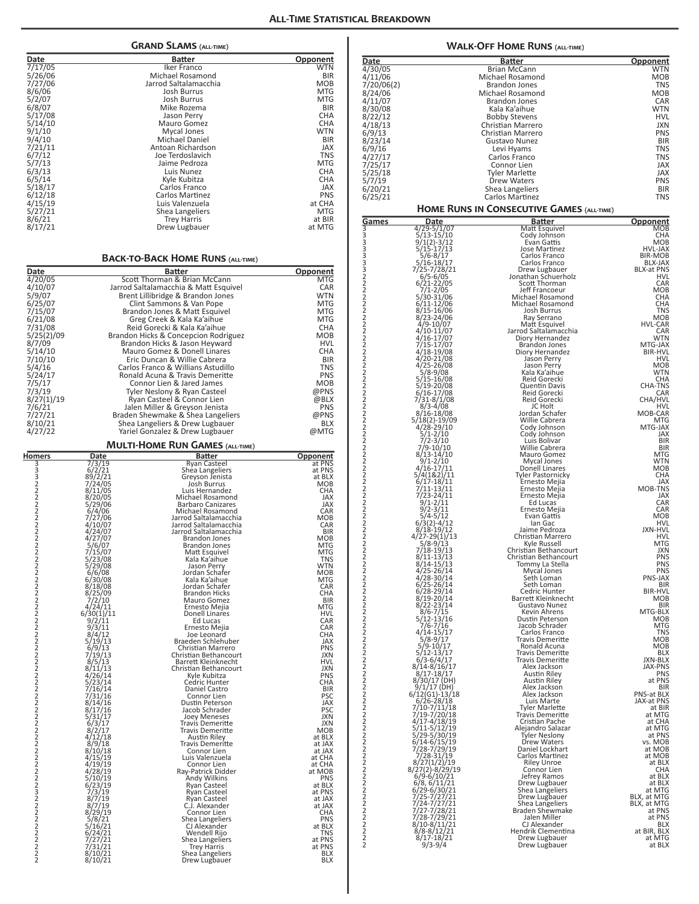## All-Time Statistical Breakdown

### Grand Slams (all-time)

| Date | Batter | Opponent |
|---|---|---|
| 7/17/05 | Iker Franco | WTN |
| 5/26/06 | Michael Rosamond | BIR |
| 7/27/06 | Jarrod Saltalamacchia | MOB |
| 8/6/06 | Josh Burrus | MTG |
| 5/2/07 | Josh Burrus | MTG |
| 6/8/07 | Mike Rozema | BIR |
| 5/17/08 | Jason Perry | CHA |
| 5/14/10 | Mauro Gomez | CHA |
| 9/1/10 | Mycal Jones | WTN |
| 9/4/10 | Michael Daniel | BIR |
| 7/21/11 | Antoan Richardson | JAX |
| 6/7/12 | Joe Terdoslavich | TNS |
| 5/7/13 | Jaime Pedroza | MTG |
| 6/3/13 | Luis Nunez | CHA |
| 6/5/14 | Kyle Kubitza | CHA |
| 5/18/17 | Carlos Franco | JAX |
| 6/12/18 | Carlos Martinez | PNS |
| 4/15/19 | Luis Valenzuela | at CHA |
| 5/27/21 | Shea Langeliers | MTG |
| 8/6/21 | Trey Harris | at BIR |
| 8/17/21 | Drew Lugbauer | at MTG |

### Back-to-Back Home Runs (all-time)

| Date | Batter | Opponent |
|---|---|---|
| 4/20/05 | Scott Thorman & Brian McCann | MTG |
| 4/10/07 | Jarrod Saltalamacchia & Matt Esquivel | CAR |
| 5/9/07 | Brent Lillibridge & Brandon Jones | WTN |
| 6/25/07 | Clint Sammons & Van Pope | MTG |
| 7/15/07 | Brandon Jones & Matt Esquivel | MTG |
| 6/21/08 | Greg Creek & Kala Ka'aihue | MTG |
| 7/31/08 | Reid Gorecki & Kala Ka'aihue | CHA |
| 5/25(2)/09 | Brandon Hicks & Concepcion Rodriguez | MOB |
| 8/7/09 | Brandon Hicks & Jason Heyward | HVL |
| 5/14/10 | Mauro Gomez & Donell Linares | CHA |
| 7/10/10 | Eric Duncan & Willie Cabrera | BIR |
| 5/4/16 | Carlos Franco & Willians Astudillo | TNS |
| 5/24/17 | Ronald Acuna & Travis Demeritte | PNS |
| 7/5/17 | Connor Lien & Jared James | MOB |
| 7/3/19 | Tyler Neslony & Ryan Casteel | @PNS |
| 8/27(1)/19 | Ryan Casteel & Connor Lien | @BLX |
| 7/6/21 | Jalen Miller & Greyson Jenista | PNS |
| 7/27/21 | Braden Shewmake & Shea Langeliers | @PNS |
| 8/10/21 | Shea Langeliers & Drew Lugbauer | BLX |
| 4/27/22 | Yariel Gonzalez & Drew Lugbauer | @MTG |

### Multi-Home Run Games (all-time)

| Homers | Date | Batter | Opponent |
|---|---|---|---|
| 3 | 7/3/19 | Ryan Casteel | at PNS |
| 3 | 6/2/21 | Shea Langeliers | at PNS |
| 3 | 89/2/21 | Greyson Jenista | at BLX |
| 2 | 7/24/05 | Josh Burrus | MOB |
| 2 | 8/11/05 | Luis Hernandez | CHA |
| 2 | 8/20/05 | Michael Rosamond | JAX |
| 2 | 5/29/06 | Barbaro Canizares | JAX |
| 2 | 6/4/06 | Michael Rosamond | CAR |
| 2 | 7/27/06 | Jarrod Saltalamacchia | MOB |
| 2 | 4/10/07 | Jarrod Saltalamacchia | CAR |
| 2 | 4/24/07 | Jarrod Saltalamacchia | BIR |
| 2 | 4/27/07 | Brandon Jones | MOB |
| 2 | 5/6/07 | Brandon Jones | MTG |
| 2 | 7/15/07 | Matt Esquivel | MTG |
| 2 | 5/23/08 | Kala Ka'aihue | TNS |
| 2 | 5/29/08 | Jason Perry | WTN |
| 2 | 6/6/08 | Jordan Schafer | MOB |
| 2 | 6/30/08 | Kala Ka'aihue | MTG |
| 2 | 8/18/08 | Jordan Schafer | CAR |
| 2 | 8/25/09 | Brandon Hicks | CHA |
| 2 | 7/2/10 | Mauro Gomez | BIR |
| 2 | 4/24/11 | Ernesto Mejia | MTG |
| 2 | 6/30(1)/11 | Donell Linares | HVL |
| 2 | 9/2/11 | Ed Lucas | CAR |
| 2 | 9/3/11 | Ernesto Mejia | CAR |
| 2 | 8/4/12 | Joe Leonard | CHA |
| 2 | 5/19/13 | Braeden Schlehuber | JAX |
| 2 | 6/9/13 | Christian Marrero | PNS |
| 2 | 7/19/13 | Christian Bethancourt | JXN |
| 2 | 8/5/13 | Barrett Kleinknecht | HVL |
| 2 | 8/11/13 | Christian Bethancourt | JXN |
| 2 | 4/26/14 | Kyle Kubitza | PNS |
| 2 | 5/23/14 | Cedric Hunter | CHA |
| 2 | 7/16/14 | Daniel Castro | BIR |
| 2 | 7/31/16 | Connor Lien | PSC |
| 2 | 8/14/16 | Dustin Peterson | JAX |
| 2 | 8/17/16 | Jacob Schrader | PSC |
| 2 | 5/31/17 | Joey Meneses | JXN |
| 2 | 6/3/17 | Travis Demeritte | JXN |
| 2 | 8/2/17 | Travis Demeritte | MOB |
| 2 | 4/12/18 | Austin Riley | at BLX |
| 2 | 8/9/18 | Travis Demeritte | at JAX |
| 2 | 8/10/18 | Connor Lien | at JAX |
| 2 | 4/15/19 | Luis Valenzuela | at CHA |
| 2 | 4/19/19 | Connor Lien | at CHA |
| 2 | 4/28/19 | Ray-Patrick Didder | at MOB |
| 2 | 5/10/19 | Andy Wilkins | PNS |
| 2 | 6/23/19 | Ryan Casteel | at BLX |
| 3 | 7/3/19 | Ryan Casteel | at PNS |
| 2 | 8/7/19 | Ryan Casteel | at JAX |
| 2 | 8/7/19 | C.J. Alexander | at JAX |
| 2 | 8/29/19 | Connor Lien | CHA |
| 2 | 5/8/21 | Shea Langeliers | PNS |
| 2 | 5/16/21 | CJ Alexander | at BLX |
| 2 | 6/24/21 | Wendell Rijo | TNS |
| 2 | 7/27/21 | Shea Langeliers | at PNS |
| 2 | 7/31/21 | Trey Harris | at PNS |
| 2 | 8/10/21 | Shea Langeliers | BLX |
| 2 | 8/10/21 | Drew Lugbauer | BLX |

### Walk-Off Home Runs (all-time)

| Date | Batter | Opponent |
|---|---|---|
| 4/30/05 | Brian McCann | WTN |
| 4/11/06 | Michael Rosamond | MOB |
| 7/20/06(2) | Brandon Jones | TNS |
| 8/24/06 | Michael Rosamond | MOB |
| 4/11/07 | Brandon Jones | CAR |
| 8/30/08 | Kala Ka'aihue | WTN |
| 8/22/12 | Bobby Stevens | HVL |
| 4/18/13 | Christian Marrero | JXN |
| 6/9/13 | Christian Marrero | PNS |
| 8/23/14 | Gustavo Nunez | BIR |
| 6/9/16 | Levi Hyams | TNS |
| 4/27/17 | Carlos Franco | TNS |
| 7/25/17 | Connor Lien | JAX |
| 5/25/18 | Tyler Marlette | JAX |
| 5/7/19 | Drew Waters | PNS |
| 6/20/21 | Shea Langeliers | BIR |
| 6/25/21 | Carlos Martinez | TNS |

### Home Runs in Consecutive Games (all-time)

| Games | Date | Batter | Opponent |
|---|---|---|---|
| 3 | 4/29-5/1/07 | Matt Esquivel | MOB |
| 3 | 5/13-15/10 | Cody Johnson | CHA |
| 3 | 9/1(2)-3/12 | Evan Gattis | MOB |
| 3 | 5/15-17/13 | Jose Martinez | HVL-JAX |
| 3 | 5/6-8/17 | Carlos Franco | BIR-MOB |
| 3 | 5/16-18/17 | Carlos Franco | BLX-JAX |
| 3 | 7/25-7/28/21 | Drew Lugbauer | BLX-at PNS |
| 2 | 6/5-6/05 | Jonathan Schuerholz | HVL |
| 2 | 6/21-22/05 | Scott Thorman | CAR |
| 2 | 7/1-2/05 | Jeff Francoeur | MOB |
| 2 | 5/30-31/06 | Michael Rosamond | CHA |
| 2 | 6/11-12/06 | Michael Rosamond | CHA |
| 2 | 8/15-16/06 | Josh Burrus | TNS |
| 2 | 8/23-24/06 | Ray Serrano | MOB |
| 2 | 4/9-10/07 | Matt Esquivel | HVL-CAR |
| 2 | 4/10-11/07 | Jarrod Saltalamacchia | CAR |
| 2 | 4/16-17/07 | Diory Hernandez | WTN |
| 2 | 7/15-17/07 | Brandon Jones | MTG-JAX |
| 2 | 4/18-19/08 | Diory Hernandez | BIR-HVL |
| 2 | 4/20-21/08 | Jason Perry | HVL |
| 2 | 4/25-26/08 | Jason Perry | MOB |
| 2 | 5/8-9/08 | Kala Ka'aihue | WTN |
| 2 | 5/15-16/08 | Reid Gorecki | CHA |
| 2 | 5/19-20/08 | Quentin Davis | CHA-TNS |
| 2 | 6/16-17/08 | Reid Gorecki | CAR |
| 2 | 7/31-8/1/08 | Reid Gorecki | CHA/HVL |
| 2 | 8/3-4/08 | JC Holt | HVL |
| 2 | 8/16-18/08 | Jordan Schafer | MOB-CAR |
| 2 | 5/18(2)-19/09 | Willie Cabrera | MTG |
| 2 | 4/28-29/10 | Cody Johnson | MTG-JAX |
| 2 | 5/1-2/10 | Cody Johnson | JAX |
| 2 | 7/2-3/10 | Luis Bolivar | BIR |
| 2 | 7/9-10/10 | Willie Cabrera | BIR |
| 2 | 8/13-14/10 | Mauro Gomez | MTG |
| 2 | 9/1-2/10 | Mycal Jones | WTN |
| 2 | 4/16-17/11 | Donell Linares | MOB |
| 2 | 5/4(1&2)/11 | Tyler Pastornicky | CHA |
| 2 | 6/17-18/11 | Ernesto Mejia | JAX |
| 2 | 7/11-13/11 | Ernesto Mejia | MOB-TNS |
| 2 | 7/23-24/11 | Ernesto Mejia | JAX |
| 2 | 9/1-2/11 | Ed Lucas | CAR |
| 2 | 9/2-3/11 | Ernesto Mejia | CAR |
| 2 | 5/4-5/12 | Evan Gattis | MOB |
| 2 | 6/3(2)-4/12 | Ian Gac | HVL |
| 2 | 8/18-19/12 | Jaime Pedroza | JXN-HVL |
| 2 | 4/27-29(1)/13 | Christian Marrero | HVL |
| 2 | 5/8-9/13 | Kyle Russell | MTG |
| 2 | 7/18-19/13 | Christian Bethancourt | JXN |
| 2 | 8/11-13/13 | Christian Bethancourt | PNS |
| 2 | 8/14-15/13 | Tommy La Stella | PNS |
| 2 | 4/25-26/14 | Mycal Jones | PNS |
| 2 | 4/28-30/14 | Seth Loman | PNS-JAX |
| 2 | 6/25-26/14 | Seth Loman | BIR |
| 2 | 6/28-29/14 | Cedric Hunter | BIR-HVL |
| 2 | 8/19-20/14 | Barrett Kleinknecht | MOB |
| 2 | 8/22-23/14 | Gustavo Nunez | BIR |
| 2 | 8/6-7/15 | Kevin Ahrens | MTG-BLX |
| 2 | 5/12-13/16 | Dustin Peterson | MOB |
| 2 | 7/6-7/16 | Jacob Schrader | MTG |
| 2 | 4/14-15/17 | Carlos Franco | TNS |
| 2 | 5/8-9/17 | Travis Demeritte | MOB |
| 2 | 5/9-10/17 | Ronald Acuna | MOB |
| 2 | 5/12-13/17 | Travis Demeritte | BLX |
| 2 | 6/3-6/4/17 | Travis Demeritte | JXN-BLX |
| 2 | 8/14-8/16/17 | Alex Jackson | JAX-PNS |
| 2 | 8/17-18/17 | Austin Riley | PNS |
| 2 | 8/30/17 (DH) | Austin Riley | at PNS |
| 2 | 9/1/17 (DH) | Alex Jackson | BIR |
| 2 | 6/12(G1)-13/18 | Alex Jackson | PNS-at BLX |
| 2 | 6/26-28/18 | Luis Marte | JAX-at PNS |
| 2 | 7/10-7/11/18 | Tyler Marlette | at BIR |
| 2 | 7/19-7/20/18 | Travis Demeritte | at MTG |
| 2 | 4/17-4/18/19 | Cristian Pache | at CHA |
| 2 | 5/11-5/12/19 | Alejandro Salazar | at MTG |
| 2 | 5/29-5/30/19 | Tyler Neslony | at PNS |
| 2 | 6/14-6/15/19 | Drew Waters | vs. MOB |
| 2 | 7/28-7/29/19 | Daniel Lockhart | at MOB |
| 2 | 7/28-31/19 | Carlos Martinez | at MOB |
| 2 | 8/27(1/2)/19 | Riley Unroe | at BLX |
| 2 | 8/27(2)-8/29/19 | Connor Lien | CHA |
| 2 | 6/9-6/10/21 | Jefrey Ramos | at BLX |
| 2 | 6/8, 6/11/21 | Drew Lugbauer | at BLX |
| 2 | 6/29-6/30/21 | Shea Langeliers | at MTG |
| 2 | 7/25-7/27/21 | Drew Lugbauer | BLX, at MTG |
| 2 | 7/24-7/27/21 | Shea Langeliers | BLX, at MTG |
| 2 | 7/27-7/28/21 | Braden Shewmake | at PNS |
| 2 | 7/28-7/29/21 | Jalen Miller | at PNS |
| 2 | 8/10-8/11/21 | CJ Alexander | BLX |
| 2 | 8/8-8/12/21 | Hendrik Clementina | at BIR, BLX |
| 2 | 8/17-18/21 | Drew Lugbauer | at MTG |
| 2 | 9/3-9/4 | Drew Lugbauer | at BLX |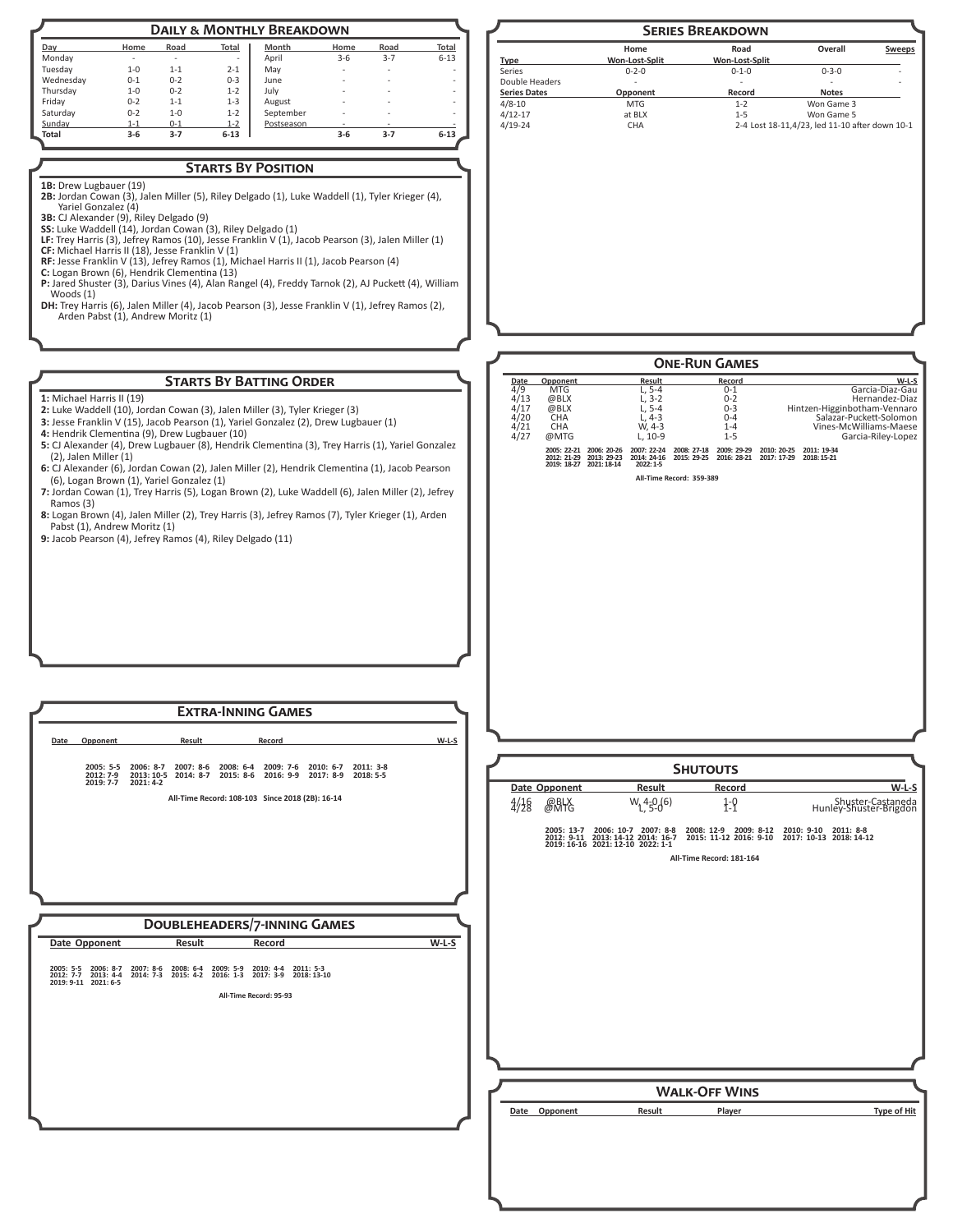## Daily & Monthly Breakdown

| Day | Home | Road | Total | Month | Home | Road | Total |
|---|---|---|---|---|---|---|---|
| Monday | - | - | - | April | 3-6 | 3-7 | 6-13 |
| Tuesday | 1-0 | 1-1 | 2-1 | May | - | - | - |
| Wednesday | 0-1 | 0-2 | 0-3 | June | - | - | - |
| Thursday | 1-0 | 0-2 | 1-2 | July | - | - | - |
| Friday | 0-2 | 1-1 | 1-3 | August | - | - | - |
| Saturday | 0-2 | 1-0 | 1-2 | September | - | - | - |
| Sunday | 1-1 | 0-1 | 1-2 | Postseason | - | - | - |
| **Total** | **3-6** | **3-7** | **6-13** | | **3-6** | **3-7** | **6-13** |

## Series Breakdown

| Type | Home Won-Lost-Split | Road Won-Lost-Split | Overall | Sweeps |
|---|---|---|---|---|
| Series | 0-2-0 | 0-1-0 | 0-3-0 | - |
| Double Headers | - | - | - | - |

| Series Dates | Opponent | Record | Notes |
|---|---|---|---|
| 4/8-10 | MTG | 1-2 | Won Game 3 |
| 4/12-17 | at BLX | 1-5 | Won Game 5 |
| 4/19-24 | CHA | 2-4 | Lost 18-11,4/23, led 11-10 after down 10-1 |

## Starts By Position

**1B:** Drew Lugbauer (19)
**2B:** Jordan Cowan (3), Jalen Miller (5), Riley Delgado (1), Luke Waddell (1), Tyler Krieger (4), Yariel Gonzalez (4)
**3B:** CJ Alexander (9), Riley Delgado (9)
**SS:** Luke Waddell (14), Jordan Cowan (3), Riley Delgado (1)
**LF:** Trey Harris (3), Jefrey Ramos (10), Jesse Franklin V (1), Jacob Pearson (3), Jalen Miller (1)
**CF:** Michael Harris II (18), Jesse Franklin V (1)
**RF:** Jesse Franklin V (13), Jefrey Ramos (1), Michael Harris II (1), Jacob Pearson (4)
**C:** Logan Brown (6), Hendrik Clementina (13)
**P:** Jared Shuster (3), Darius Vines (4), Alan Rangel (4), Freddy Tarnok (2), AJ Puckett (4), William Woods (1)
**DH:** Trey Harris (6), Jalen Miller (4), Jacob Pearson (3), Jesse Franklin V (1), Jefrey Ramos (2), Arden Pabst (1), Andrew Moritz (1)

## One-Run Games

| Date | Opponent | Result | Record | W-L-S |
|---|---|---|---|---|
| 4/9 | MTG | L, 5-4 | 0-1 | Garcia-Diaz-Gau |
| 4/13 | @BLX | L, 3-2 | 0-2 | Hernandez-Diaz |
| 4/17 | @BLX | L, 5-4 | 0-3 | Hintzen-Higginbotham-Vennaro |
| 4/20 | CHA | L, 4-3 | 0-4 | Salazar-Puckett-Solomon |
| 4/21 | CHA | W, 4-3 | 1-4 | Vines-McWilliams-Maese |
| 4/27 | @MTG | L, 10-9 | 1-5 | Garcia-Riley-Lopez |

2005: 22-21 2006: 20-26 2007: 22-24 2008: 27-18 2009: 29-29 2010: 20-25 2011: 19-34
2012: 21-29 2013: 29-23 2014: 24-16 2015: 29-25 2016: 28-21 2017: 17-29 2018: 15-21
2019: 18-27 2021: 18-14 2022: 1-5

**All-Time Record: 359-389**

## Starts By Batting Order

**1:** Michael Harris II (19)
**2:** Luke Waddell (10), Jordan Cowan (3), Jalen Miller (3), Tyler Krieger (3)
**3:** Jesse Franklin V (15), Jacob Pearson (1), Yariel Gonzalez (2), Drew Lugbauer (1)
**4:** Hendrik Clementina (9), Drew Lugbauer (10)
**5:** CJ Alexander (9), Drew Lugbauer (8), Hendrik Clementina (3), Trey Harris (1), Yariel Gonzalez (2), Jalen Miller (1)
**6:** CJ Alexander (6), Jordan Cowan (2), Jalen Miller (2), Hendrik Clementina (1), Jacob Pearson (6), Logan Brown (1), Yariel Gonzalez (1)
**7:** Jordan Cowan (1), Trey Harris (5), Logan Brown (2), Luke Waddell (6), Jalen Miller (2), Jefrey Ramos (3)
**8:** Logan Brown (4), Jalen Miller (2), Trey Harris (3), Jefrey Ramos (7), Tyler Krieger (1), Arden Pabst (1), Andrew Moritz (1)
**9:** Jacob Pearson (4), Jefrey Ramos (4), Riley Delgado (11)

## Extra-Inning Games

| Date | Opponent | Result | Record | W-L-S |
|---|---|---|---|---|

2005: 5-5 2006: 8-7 2007: 8-6 2008: 6-4 2009: 7-6 2010: 6-7 2011: 3-8
2012: 7-9 2013: 10-5 2014: 8-7 2015: 8-6 2016: 9-9 2017: 8-9 2018: 5-5
2019: 7-7 2021: 4-2

**All-Time Record: 108-103 Since 2018 (2B): 16-14**

## Shutouts

| Date | Opponent | Result | Record | W-L-S |
|---|---|---|---|---|
| 4/16 | @BLX | W, 4-0 (6) | 1-0 | Shuster-Castaneda |
| 4/28 | @MTG | L, 5-0 | 1-1 | Hunley-Shuster-Brigdon |

2005: 13-7 2006: 10-7 2007: 8-8 2008: 12-9 2009: 8-12 2010: 9-10 2011: 8-8
2012: 9-11 2013: 14-12 2014: 16-7 2015: 11-12 2016: 9-10 2017: 10-13 2018: 14-12
2019: 16-16 2021: 12-10 2022: 1-1

**All-Time Record: 181-164**

## Doubleheaders/7-inning Games

| Date | Opponent | Result | Record | W-L-S |
|---|---|---|---|---|

2005: 5-5 2006: 8-7 2007: 8-6 2008: 6-4 2009: 5-9 2010: 4-4 2011: 5-3
2012: 7-7 2013: 4-4 2014: 7-3 2015: 4-2 2016: 1-3 2017: 3-9 2018: 13-10
2019: 9-11 2021: 6-5

**All-Time Record: 95-93**

## Walk-Off Wins

| Date | Opponent | Result | Player | Type of Hit |
|---|---|---|---|---|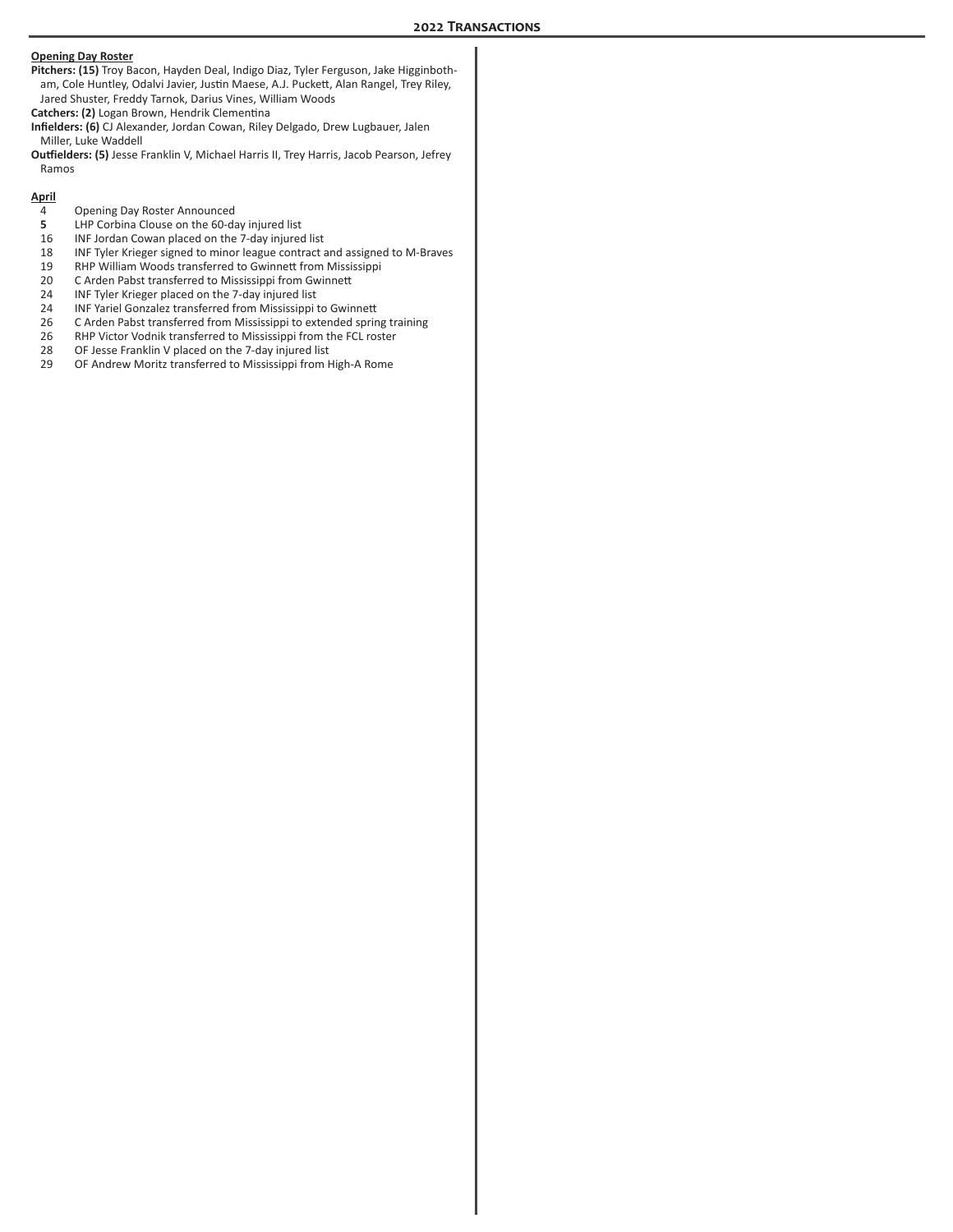## 2022 Transactions

**Opening Day Roster**

**Pitchers: (15)** Troy Bacon, Hayden Deal, Indigo Diaz, Tyler Ferguson, Jake Higginbotham, Cole Huntley, Odalvi Javier, Justin Maese, A.J. Puckett, Alan Rangel, Trey Riley, Jared Shuster, Freddy Tarnok, Darius Vines, William Woods

**Catchers: (2)** Logan Brown, Hendrik Clementina

**Infielders: (6)** CJ Alexander, Jordan Cowan, Riley Delgado, Drew Lugbauer, Jalen Miller, Luke Waddell

**Outfielders: (5)** Jesse Franklin V, Michael Harris II, Trey Harris, Jacob Pearson, Jefrey Ramos

**April**

| | |
|---|---|
| 4 | Opening Day Roster Announced |
| **5** | LHP Corbina Clouse on the 60-day injured list |
| 16 | INF Jordan Cowan placed on the 7-day injured list |
| 18 | INF Tyler Krieger signed to minor league contract and assigned to M-Braves |
| 19 | RHP William Woods transferred to Gwinnett from Mississippi |
| 20 | C Arden Pabst transferred to Mississippi from Gwinnett |
| 24 | INF Tyler Krieger placed on the 7-day injured list |
| 24 | INF Yariel Gonzalez transferred from Mississippi to Gwinnett |
| 26 | C Arden Pabst transferred from Mississippi to extended spring training |
| 26 | RHP Victor Vodnik transferred to Mississippi from the FCL roster |
| 28 | OF Jesse Franklin V placed on the 7-day injured list |
| 29 | OF Andrew Moritz transferred to Mississippi from High-A Rome |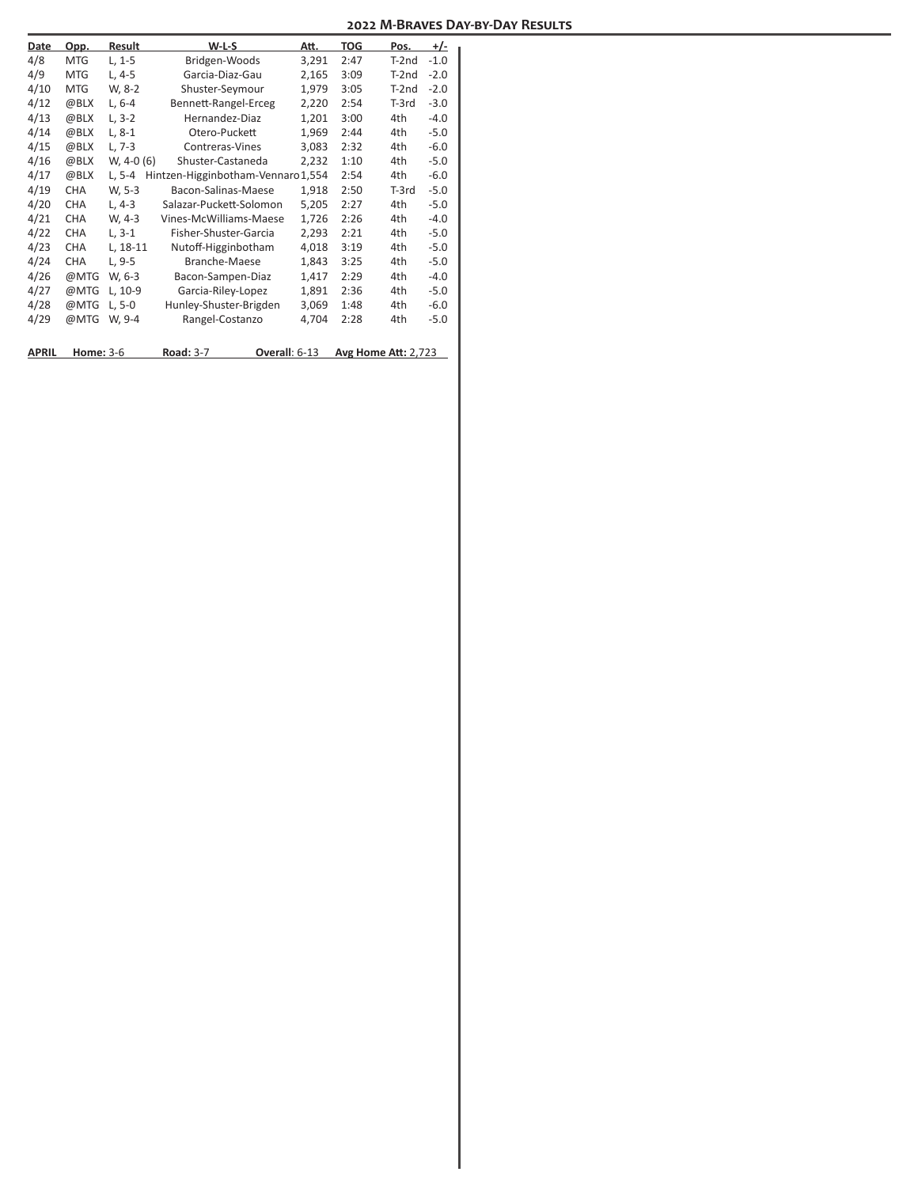## 2022 M-Braves Day-by-Day Results

| Date | Opp. | Result | W-L-S | Att. | TOG | Pos. | +/- |
|---|---|---|---|---|---|---|---|
| 4/8 | MTG | L, 1-5 | Bridgen-Woods | 3,291 | 2:47 | T-2nd | -1.0 |
| 4/9 | MTG | L, 4-5 | Garcia-Diaz-Gau | 2,165 | 3:09 | T-2nd | -2.0 |
| 4/10 | MTG | W, 8-2 | Shuster-Seymour | 1,979 | 3:05 | T-2nd | -2.0 |
| 4/12 | @BLX | L, 6-4 | Bennett-Rangel-Erceg | 2,220 | 2:54 | T-3rd | -3.0 |
| 4/13 | @BLX | L, 3-2 | Hernandez-Diaz | 1,201 | 3:00 | 4th | -4.0 |
| 4/14 | @BLX | L, 8-1 | Otero-Puckett | 1,969 | 2:44 | 4th | -5.0 |
| 4/15 | @BLX | L, 7-3 | Contreras-Vines | 3,083 | 2:32 | 4th | -6.0 |
| 4/16 | @BLX | W, 4-0 (6) | Shuster-Castaneda | 2,232 | 1:10 | 4th | -5.0 |
| 4/17 | @BLX | L, 5-4 | Hintzen-Higginbotham-Vennaro | 1,554 | 2:54 | 4th | -6.0 |
| 4/19 | CHA | W, 5-3 | Bacon-Salinas-Maese | 1,918 | 2:50 | T-3rd | -5.0 |
| 4/20 | CHA | L, 4-3 | Salazar-Puckett-Solomon | 5,205 | 2:27 | 4th | -5.0 |
| 4/21 | CHA | W, 4-3 | Vines-McWilliams-Maese | 1,726 | 2:26 | 4th | -4.0 |
| 4/22 | CHA | L, 3-1 | Fisher-Shuster-Garcia | 2,293 | 2:21 | 4th | -5.0 |
| 4/23 | CHA | L, 18-11 | Nutoff-Higginbotham | 4,018 | 3:19 | 4th | -5.0 |
| 4/24 | CHA | L, 9-5 | Branche-Maese | 1,843 | 3:25 | 4th | -5.0 |
| 4/26 | @MTG | W, 6-3 | Bacon-Sampen-Diaz | 1,417 | 2:29 | 4th | -4.0 |
| 4/27 | @MTG | L, 10-9 | Garcia-Riley-Lopez | 1,891 | 2:36 | 4th | -5.0 |
| 4/28 | @MTG | L, 5-0 | Hunley-Shuster-Brigden | 3,069 | 1:48 | 4th | -6.0 |
| 4/29 | @MTG | W, 9-4 | Rangel-Costanzo | 4,704 | 2:28 | 4th | -5.0 |

**APRIL** **Home:** 3-6 **Road:** 3-7 **Overall**: 6-13 **Avg Home Att:** 2,723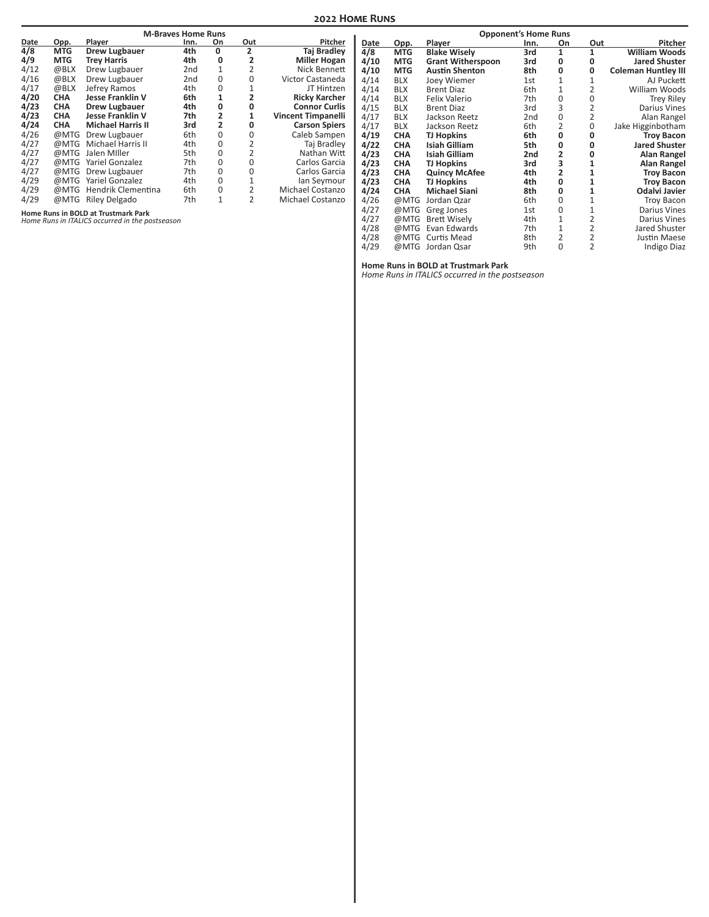# 2022 Home Runs

## M-Braves Home Runs

| Date | Opp. | Player | Inn. | On | Out | Pitcher |
|---|---|---|---|---|---|---|
| **4/8** | **MTG** | **Drew Lugbauer** | **4th** | **0** | **2** | **Taj Bradley** |
| **4/9** | **MTG** | **Trey Harris** | **4th** | **0** | **2** | **Miller Hogan** |
| 4/12 | @BLX | Drew Lugbauer | 2nd | 1 | 2 | Nick Bennett |
| 4/16 | @BLX | Drew Lugbauer | 2nd | 0 | 0 | Victor Castaneda |
| 4/17 | @BLX | Jefrey Ramos | 4th | 0 | 1 | JT Hintzen |
| **4/20** | **CHA** | **Jesse Franklin V** | **6th** | **1** | **2** | **Ricky Karcher** |
| **4/23** | **CHA** | **Drew Lugbauer** | **4th** | **0** | **0** | **Connor Curlis** |
| **4/23** | **CHA** | **Jesse Franklin V** | **7th** | **2** | **1** | **Vincent Timpanelli** |
| **4/24** | **CHA** | **Michael Harris II** | **3rd** | **2** | **0** | **Carson Spiers** |
| 4/26 | @MTG | Drew Lugbauer | 6th | 0 | 0 | Caleb Sampen |
| 4/27 | @MTG | Michael Harris II | 4th | 0 | 2 | Taj Bradley |
| 4/27 | @MTG | Jalen MIller | 5th | 0 | 2 | Nathan Witt |
| 4/27 | @MTG | Yariel Gonzalez | 7th | 0 | 0 | Carlos Garcia |
| 4/27 | @MTG | Drew Lugbauer | 7th | 0 | 0 | Carlos Garcia |
| 4/29 | @MTG | Yariel Gonzalez | 4th | 0 | 1 | Ian Seymour |
| 4/29 | @MTG | Hendrik Clementina | 6th | 0 | 2 | Michael Costanzo |
| 4/29 | @MTG | Riley Delgado | 7th | 1 | 2 | Michael Costanzo |

**Home Runs in BOLD at Trustmark Park**
*Home Runs in ITALICS occurred in the postseason*

## Opponent's Home Runs

| Date | Opp. | Player | Inn. | On | Out | Pitcher |
|---|---|---|---|---|---|---|
| **4/8** | **MTG** | **Blake Wisely** | **3rd** | **1** | **1** | **William Woods** |
| **4/10** | **MTG** | **Grant Witherspoon** | **3rd** | **0** | **0** | **Jared Shuster** |
| **4/10** | **MTG** | **Austin Shenton** | **8th** | **0** | **0** | **Coleman Huntley III** |
| 4/14 | BLX | Joey Wiemer | 1st | 1 | 1 | AJ Puckett |
| 4/14 | BLX | Brent Diaz | 6th | 1 | 2 | William Woods |
| 4/14 | BLX | Felix Valerio | 7th | 0 | 0 | Trey Riley |
| 4/15 | BLX | Brent Diaz | 3rd | 3 | 2 | Darius Vines |
| 4/17 | BLX | Jackson Reetz | 2nd | 0 | 2 | Alan Rangel |
| 4/17 | BLX | Jackson Reetz | 6th | 2 | 0 | Jake Higginbotham |
| **4/19** | **CHA** | **TJ Hopkins** | **6th** | **0** | **0** | **Troy Bacon** |
| **4/22** | **CHA** | **Isiah Gilliam** | **5th** | **0** | **0** | **Jared Shuster** |
| **4/23** | **CHA** | **Isiah Gilliam** | **2nd** | **2** | **0** | **Alan Rangel** |
| **4/23** | **CHA** | **TJ Hopkins** | **3rd** | **3** | **1** | **Alan Rangel** |
| **4/23** | **CHA** | **Quincy McAfee** | **4th** | **2** | **1** | **Troy Bacon** |
| **4/23** | **CHA** | **TJ Hopkins** | **4th** | **0** | **1** | **Troy Bacon** |
| **4/24** | **CHA** | **Michael Siani** | **8th** | **0** | **1** | **Odalvi Javier** |
| 4/26 | @MTG | Jordan Qzar | 6th | 0 | 1 | Troy Bacon |
| 4/27 | @MTG | Greg Jones | 1st | 0 | 1 | Darius Vines |
| 4/27 | @MTG | Brett Wisely | 4th | 1 | 2 | Darius Vines |
| 4/28 | @MTG | Evan Edwards | 7th | 1 | 2 | Jared Shuster |
| 4/28 | @MTG | Curtis Mead | 8th | 2 | 2 | Justin Maese |
| 4/29 | @MTG | Jordan Qsar | 9th | 0 | 2 | Indigo Diaz |

**Home Runs in BOLD at Trustmark Park**
*Home Runs in ITALICS occurred in the postseason*